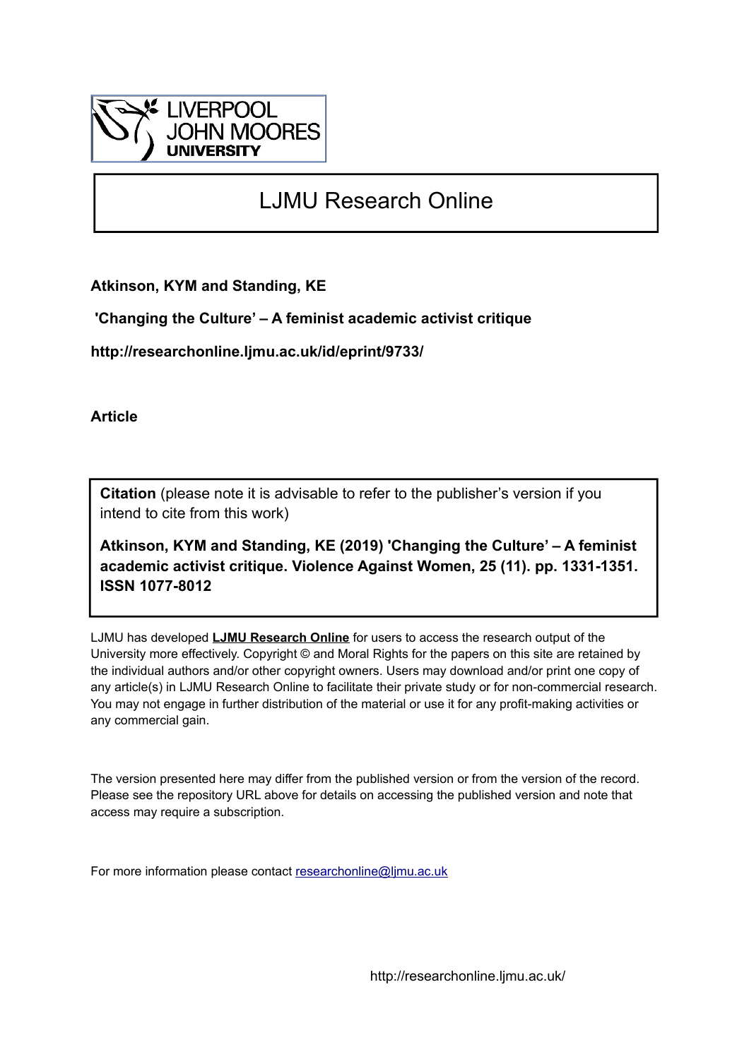LIVERPOOL JOHN MOORES UNIVERSITY

# LJMU Research Online

**Atkinson, KYM and Standing, KE**

**'Changing the Culture' – A feminist academic activist critique**

**http://researchonline.ljmu.ac.uk/id/eprint/9733/**

**Article**

**Citation** (please note it is advisable to refer to the publisher's version if you intend to cite from this work)

**Atkinson, KYM and Standing, KE (2019) 'Changing the Culture' – A feminist academic activist critique. Violence Against Women, 25 (11). pp. 1331-1351. ISSN 1077-8012**

LJMU has developed **LJMU Research Online** for users to access the research output of the University more effectively. Copyright © and Moral Rights for the papers on this site are retained by the individual authors and/or other copyright owners. Users may download and/or print one copy of any article(s) in LJMU Research Online to facilitate their private study or for non-commercial research. You may not engage in further distribution of the material or use it for any profit-making activities or any commercial gain.

The version presented here may differ from the published version or from the version of the record. Please see the repository URL above for details on accessing the published version and note that access may require a subscription.

For more information please contact researchonline@ljmu.ac.uk

http://researchonline.ljmu.ac.uk/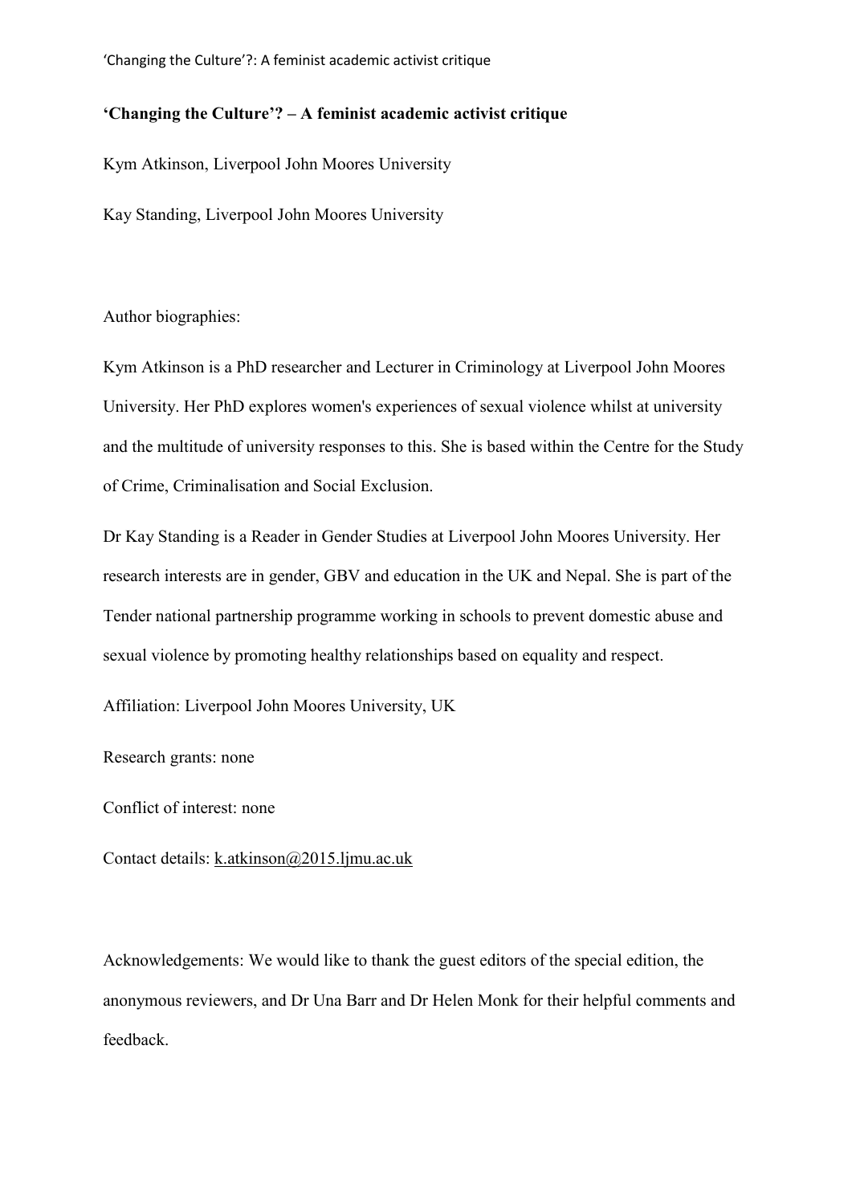**'Changing the Culture'? – A feminist academic activist critique**

Kym Atkinson, Liverpool John Moores University

Kay Standing, Liverpool John Moores University

Author biographies:

Kym Atkinson is a PhD researcher and Lecturer in Criminology at Liverpool John Moores University. Her PhD explores women's experiences of sexual violence whilst at university and the multitude of university responses to this. She is based within the Centre for the Study of Crime, Criminalisation and Social Exclusion.

Dr Kay Standing is a Reader in Gender Studies at Liverpool John Moores University. Her research interests are in gender, GBV and education in the UK and Nepal. She is part of the Tender national partnership programme working in schools to prevent domestic abuse and sexual violence by promoting healthy relationships based on equality and respect.

Affiliation: Liverpool John Moores University, UK

Research grants: none

Conflict of interest: none

Contact details: k.atkinson@2015.ljmu.ac.uk

Acknowledgements: We would like to thank the guest editors of the special edition, the anonymous reviewers, and Dr Una Barr and Dr Helen Monk for their helpful comments and feedback.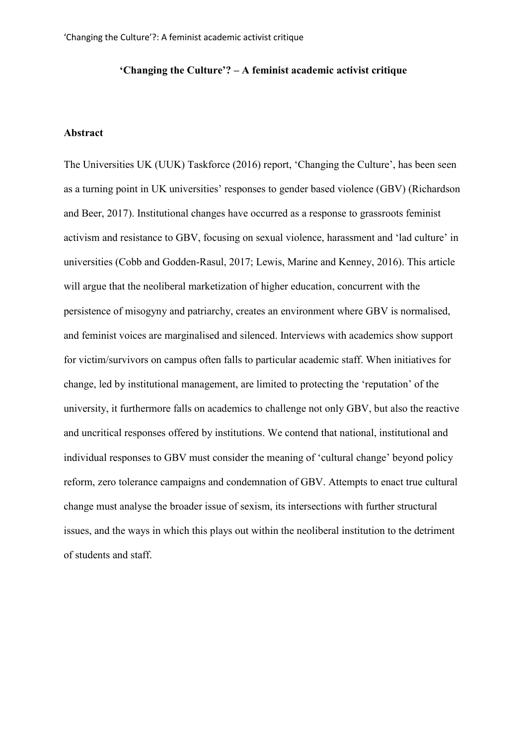**'Changing the Culture'? – A feminist academic activist critique**

**Abstract**

The Universities UK (UUK) Taskforce (2016) report, 'Changing the Culture', has been seen as a turning point in UK universities' responses to gender based violence (GBV) (Richardson and Beer, 2017). Institutional changes have occurred as a response to grassroots feminist activism and resistance to GBV, focusing on sexual violence, harassment and 'lad culture' in universities (Cobb and Godden-Rasul, 2017; Lewis, Marine and Kenney, 2016). This article will argue that the neoliberal marketization of higher education, concurrent with the persistence of misogyny and patriarchy, creates an environment where GBV is normalised, and feminist voices are marginalised and silenced. Interviews with academics show support for victim/survivors on campus often falls to particular academic staff. When initiatives for change, led by institutional management, are limited to protecting the 'reputation' of the university, it furthermore falls on academics to challenge not only GBV, but also the reactive and uncritical responses offered by institutions. We contend that national, institutional and individual responses to GBV must consider the meaning of 'cultural change' beyond policy reform, zero tolerance campaigns and condemnation of GBV. Attempts to enact true cultural change must analyse the broader issue of sexism, its intersections with further structural issues, and the ways in which this plays out within the neoliberal institution to the detriment of students and staff.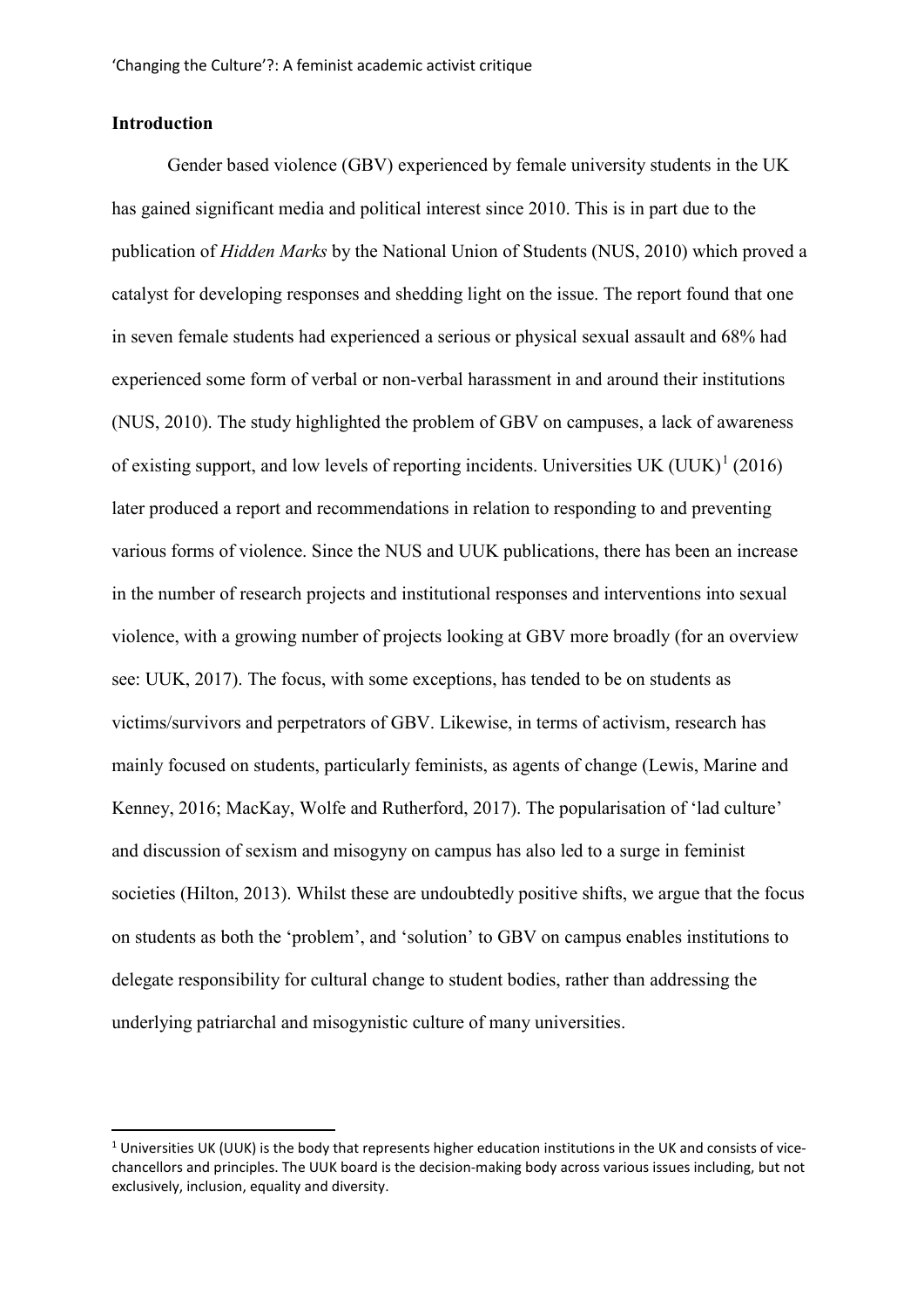## Introduction

Gender based violence (GBV) experienced by female university students in the UK has gained significant media and political interest since 2010. This is in part due to the publication of *Hidden Marks* by the National Union of Students (NUS, 2010) which proved a catalyst for developing responses and shedding light on the issue. The report found that one in seven female students had experienced a serious or physical sexual assault and 68% had experienced some form of verbal or non-verbal harassment in and around their institutions (NUS, 2010). The study highlighted the problem of GBV on campuses, a lack of awareness of existing support, and low levels of reporting incidents. Universities UK (UUK)[1] (2016) later produced a report and recommendations in relation to responding to and preventing various forms of violence. Since the NUS and UUK publications, there has been an increase in the number of research projects and institutional responses and interventions into sexual violence, with a growing number of projects looking at GBV more broadly (for an overview see: UUK, 2017). The focus, with some exceptions, has tended to be on students as victims/survivors and perpetrators of GBV. Likewise, in terms of activism, research has mainly focused on students, particularly feminists, as agents of change (Lewis, Marine and Kenney, 2016; MacKay, Wolfe and Rutherford, 2017). The popularisation of 'lad culture' and discussion of sexism and misogyny on campus has also led to a surge in feminist societies (Hilton, 2013). Whilst these are undoubtedly positive shifts, we argue that the focus on students as both the 'problem', and 'solution' to GBV on campus enables institutions to delegate responsibility for cultural change to student bodies, rather than addressing the underlying patriarchal and misogynistic culture of many universities.

[1] Universities UK (UUK) is the body that represents higher education institutions in the UK and consists of vice-chancellors and principles. The UUK board is the decision-making body across various issues including, but not exclusively, inclusion, equality and diversity.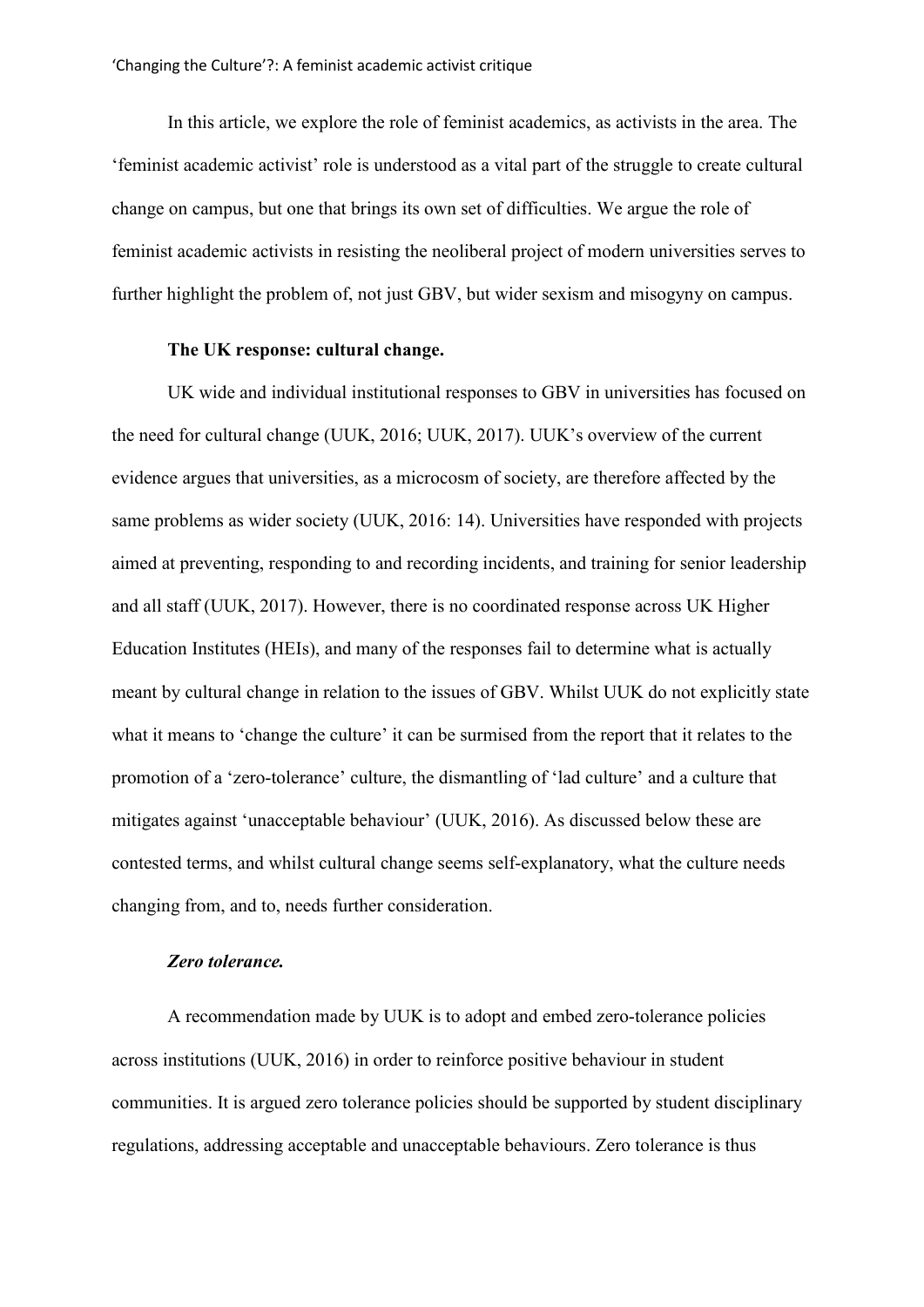In this article, we explore the role of feminist academics, as activists in the area. The 'feminist academic activist' role is understood as a vital part of the struggle to create cultural change on campus, but one that brings its own set of difficulties. We argue the role of feminist academic activists in resisting the neoliberal project of modern universities serves to further highlight the problem of, not just GBV, but wider sexism and misogyny on campus.

### The UK response: cultural change.

UK wide and individual institutional responses to GBV in universities has focused on the need for cultural change (UUK, 2016; UUK, 2017). UUK's overview of the current evidence argues that universities, as a microcosm of society, are therefore affected by the same problems as wider society (UUK, 2016: 14). Universities have responded with projects aimed at preventing, responding to and recording incidents, and training for senior leadership and all staff (UUK, 2017). However, there is no coordinated response across UK Higher Education Institutes (HEIs), and many of the responses fail to determine what is actually meant by cultural change in relation to the issues of GBV. Whilst UUK do not explicitly state what it means to 'change the culture' it can be surmised from the report that it relates to the promotion of a 'zero-tolerance' culture, the dismantling of 'lad culture' and a culture that mitigates against 'unacceptable behaviour' (UUK, 2016). As discussed below these are contested terms, and whilst cultural change seems self-explanatory, what the culture needs changing from, and to, needs further consideration.

#### *Zero tolerance.*

A recommendation made by UUK is to adopt and embed zero-tolerance policies across institutions (UUK, 2016) in order to reinforce positive behaviour in student communities. It is argued zero tolerance policies should be supported by student disciplinary regulations, addressing acceptable and unacceptable behaviours. Zero tolerance is thus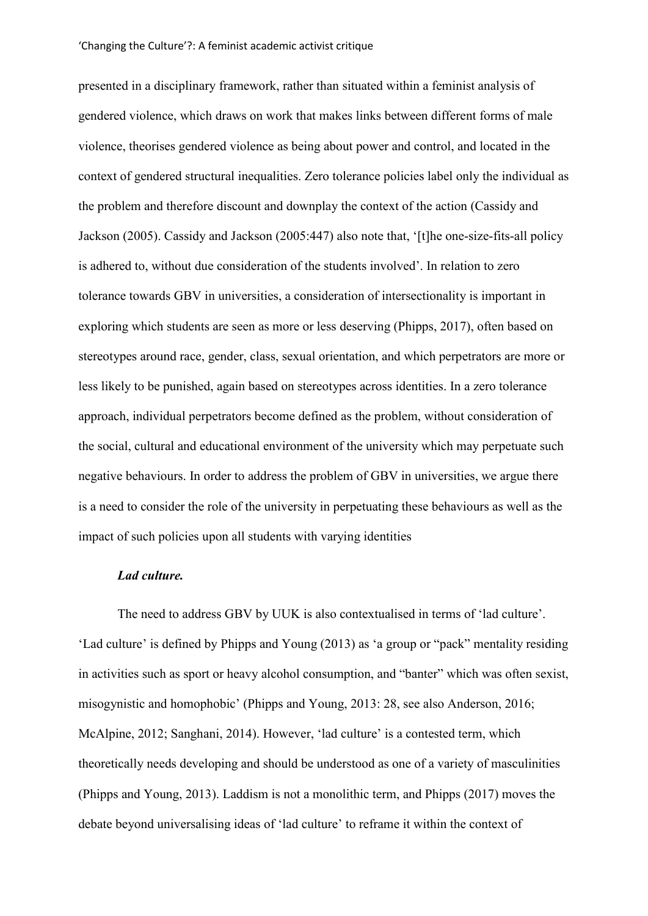presented in a disciplinary framework, rather than situated within a feminist analysis of gendered violence, which draws on work that makes links between different forms of male violence, theorises gendered violence as being about power and control, and located in the context of gendered structural inequalities. Zero tolerance policies label only the individual as the problem and therefore discount and downplay the context of the action (Cassidy and Jackson (2005). Cassidy and Jackson (2005:447) also note that, '[t]he one-size-fits-all policy is adhered to, without due consideration of the students involved'. In relation to zero tolerance towards GBV in universities, a consideration of intersectionality is important in exploring which students are seen as more or less deserving (Phipps, 2017), often based on stereotypes around race, gender, class, sexual orientation, and which perpetrators are more or less likely to be punished, again based on stereotypes across identities. In a zero tolerance approach, individual perpetrators become defined as the problem, without consideration of the social, cultural and educational environment of the university which may perpetuate such negative behaviours. In order to address the problem of GBV in universities, we argue there is a need to consider the role of the university in perpetuating these behaviours as well as the impact of such policies upon all students with varying identities

***Lad culture.***

The need to address GBV by UUK is also contextualised in terms of 'lad culture'. 'Lad culture' is defined by Phipps and Young (2013) as 'a group or "pack" mentality residing in activities such as sport or heavy alcohol consumption, and "banter" which was often sexist, misogynistic and homophobic' (Phipps and Young, 2013: 28, see also Anderson, 2016; McAlpine, 2012; Sanghani, 2014). However, 'lad culture' is a contested term, which theoretically needs developing and should be understood as one of a variety of masculinities (Phipps and Young, 2013). Laddism is not a monolithic term, and Phipps (2017) moves the debate beyond universalising ideas of 'lad culture' to reframe it within the context of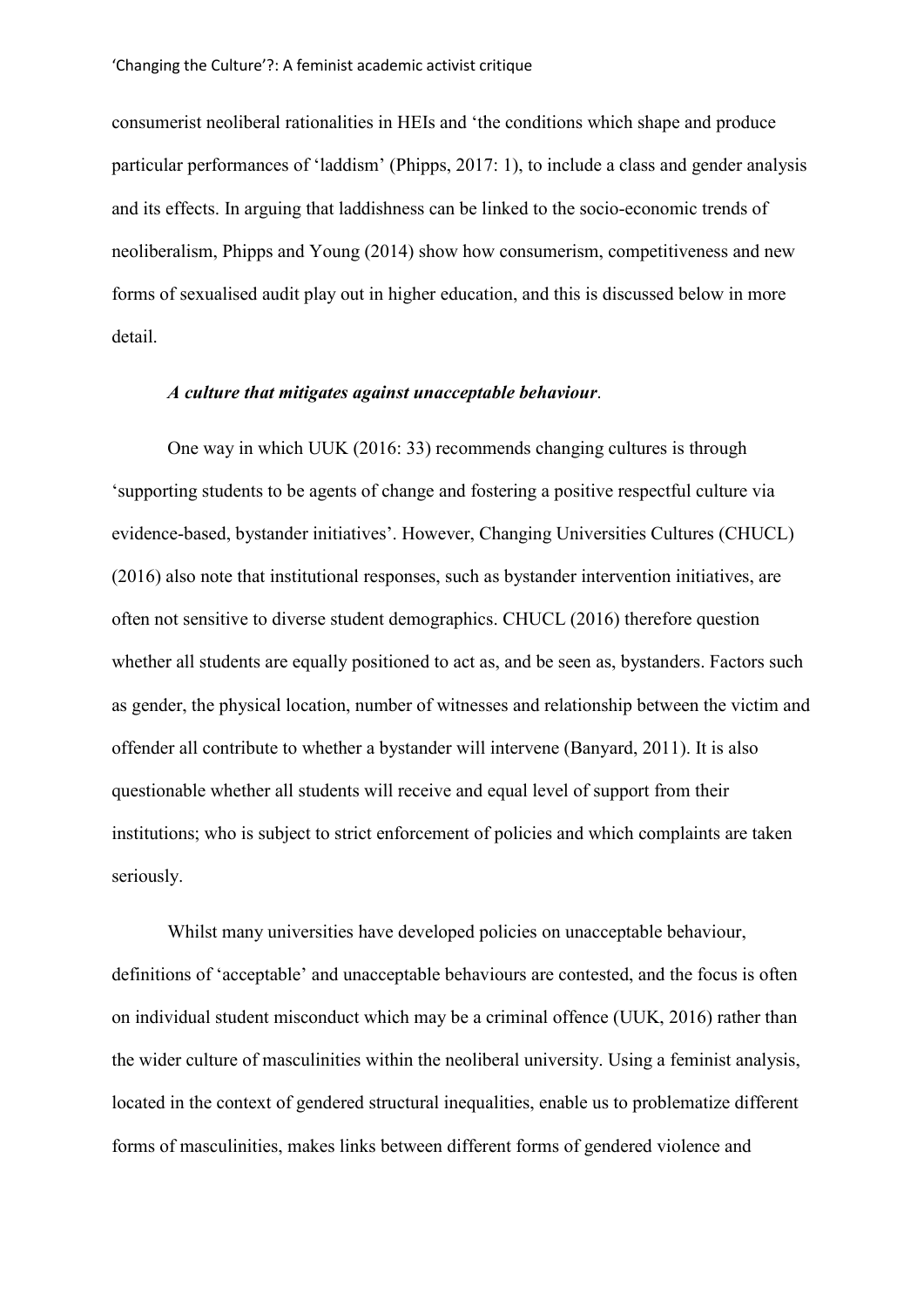consumerist neoliberal rationalities in HEIs and 'the conditions which shape and produce particular performances of 'laddism' (Phipps, 2017: 1), to include a class and gender analysis and its effects. In arguing that laddishness can be linked to the socio-economic trends of neoliberalism, Phipps and Young (2014) show how consumerism, competitiveness and new forms of sexualised audit play out in higher education, and this is discussed below in more detail.

***A culture that mitigates against unacceptable behaviour*.**

One way in which UUK (2016: 33) recommends changing cultures is through 'supporting students to be agents of change and fostering a positive respectful culture via evidence-based, bystander initiatives'. However, Changing Universities Cultures (CHUCL) (2016) also note that institutional responses, such as bystander intervention initiatives, are often not sensitive to diverse student demographics. CHUCL (2016) therefore question whether all students are equally positioned to act as, and be seen as, bystanders. Factors such as gender, the physical location, number of witnesses and relationship between the victim and offender all contribute to whether a bystander will intervene (Banyard, 2011). It is also questionable whether all students will receive and equal level of support from their institutions; who is subject to strict enforcement of policies and which complaints are taken seriously.

Whilst many universities have developed policies on unacceptable behaviour, definitions of 'acceptable' and unacceptable behaviours are contested, and the focus is often on individual student misconduct which may be a criminal offence (UUK, 2016) rather than the wider culture of masculinities within the neoliberal university. Using a feminist analysis, located in the context of gendered structural inequalities, enable us to problematize different forms of masculinities, makes links between different forms of gendered violence and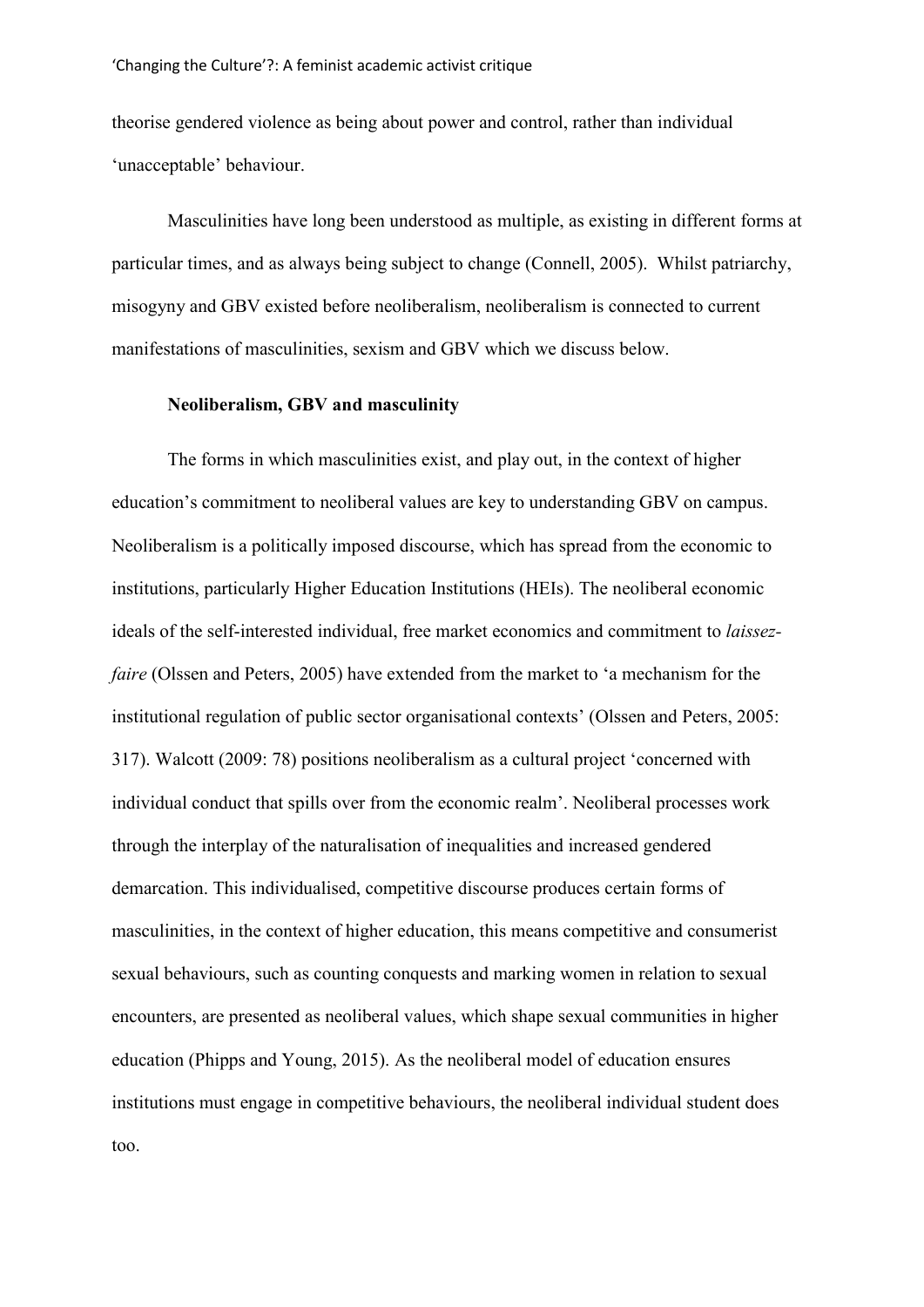theorise gendered violence as being about power and control, rather than individual 'unacceptable' behaviour.

Masculinities have long been understood as multiple, as existing in different forms at particular times, and as always being subject to change (Connell, 2005). Whilst patriarchy, misogyny and GBV existed before neoliberalism, neoliberalism is connected to current manifestations of masculinities, sexism and GBV which we discuss below.

### Neoliberalism, GBV and masculinity

The forms in which masculinities exist, and play out, in the context of higher education's commitment to neoliberal values are key to understanding GBV on campus. Neoliberalism is a politically imposed discourse, which has spread from the economic to institutions, particularly Higher Education Institutions (HEIs). The neoliberal economic ideals of the self-interested individual, free market economics and commitment to *laissez-faire* (Olssen and Peters, 2005) have extended from the market to 'a mechanism for the institutional regulation of public sector organisational contexts' (Olssen and Peters, 2005: 317). Walcott (2009: 78) positions neoliberalism as a cultural project 'concerned with individual conduct that spills over from the economic realm'. Neoliberal processes work through the interplay of the naturalisation of inequalities and increased gendered demarcation. This individualised, competitive discourse produces certain forms of masculinities, in the context of higher education, this means competitive and consumerist sexual behaviours, such as counting conquests and marking women in relation to sexual encounters, are presented as neoliberal values, which shape sexual communities in higher education (Phipps and Young, 2015). As the neoliberal model of education ensures institutions must engage in competitive behaviours, the neoliberal individual student does too.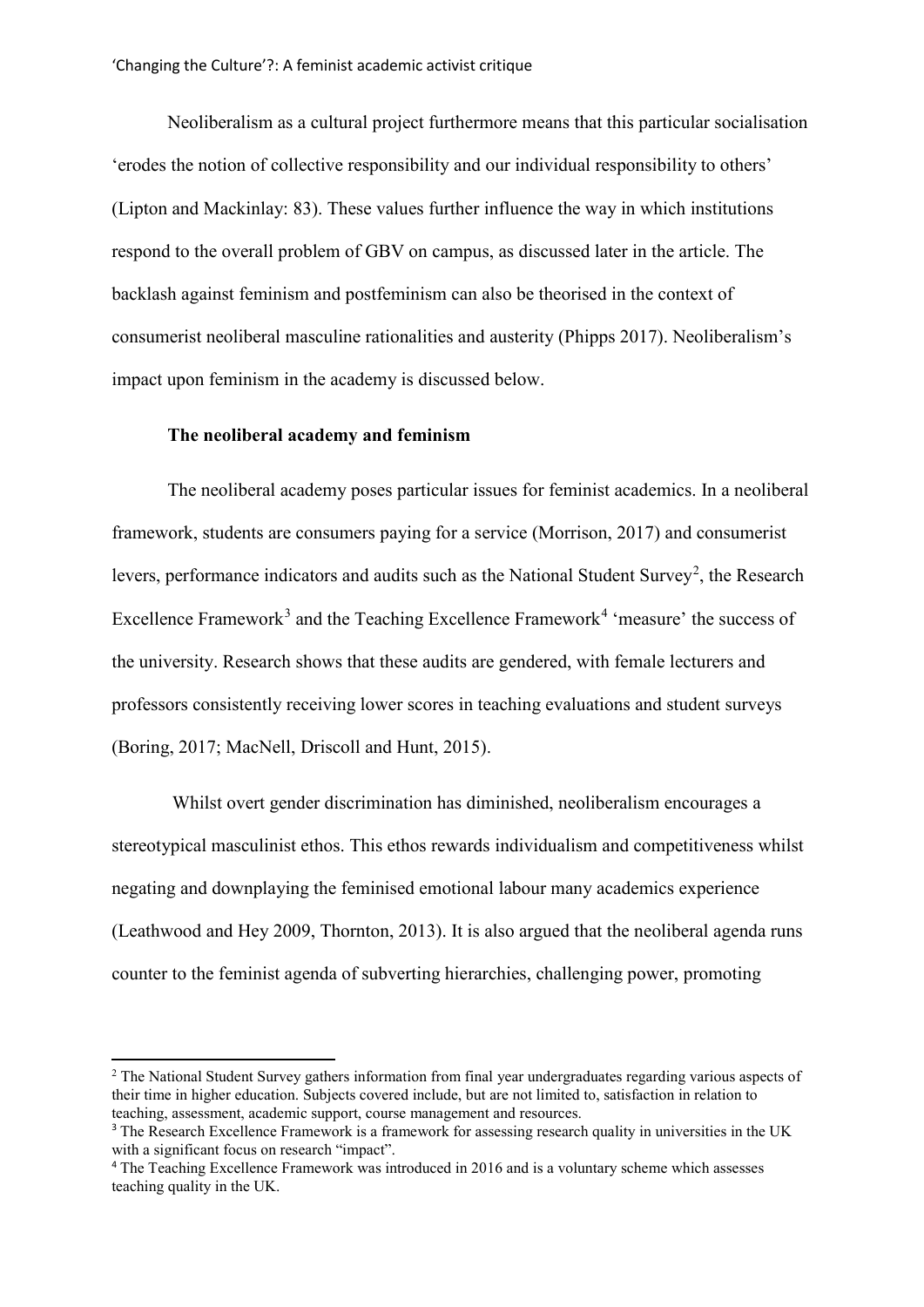Neoliberalism as a cultural project furthermore means that this particular socialisation 'erodes the notion of collective responsibility and our individual responsibility to others' (Lipton and Mackinlay: 83). These values further influence the way in which institutions respond to the overall problem of GBV on campus, as discussed later in the article. The backlash against feminism and postfeminism can also be theorised in the context of consumerist neoliberal masculine rationalities and austerity (Phipps 2017). Neoliberalism's impact upon feminism in the academy is discussed below.

### The neoliberal academy and feminism

The neoliberal academy poses particular issues for feminist academics. In a neoliberal framework, students are consumers paying for a service (Morrison, 2017) and consumerist levers, performance indicators and audits such as the National Student Survey[2], the Research Excellence Framework[3] and the Teaching Excellence Framework[4] 'measure' the success of the university. Research shows that these audits are gendered, with female lecturers and professors consistently receiving lower scores in teaching evaluations and student surveys (Boring, 2017; MacNell, Driscoll and Hunt, 2015).

Whilst overt gender discrimination has diminished, neoliberalism encourages a stereotypical masculinist ethos. This ethos rewards individualism and competitiveness whilst negating and downplaying the feminised emotional labour many academics experience (Leathwood and Hey 2009, Thornton, 2013). It is also argued that the neoliberal agenda runs counter to the feminist agenda of subverting hierarchies, challenging power, promoting

---

[2] The National Student Survey gathers information from final year undergraduates regarding various aspects of their time in higher education. Subjects covered include, but are not limited to, satisfaction in relation to teaching, assessment, academic support, course management and resources.

[3] The Research Excellence Framework is a framework for assessing research quality in universities in the UK with a significant focus on research "impact".

[4] The Teaching Excellence Framework was introduced in 2016 and is a voluntary scheme which assesses teaching quality in the UK.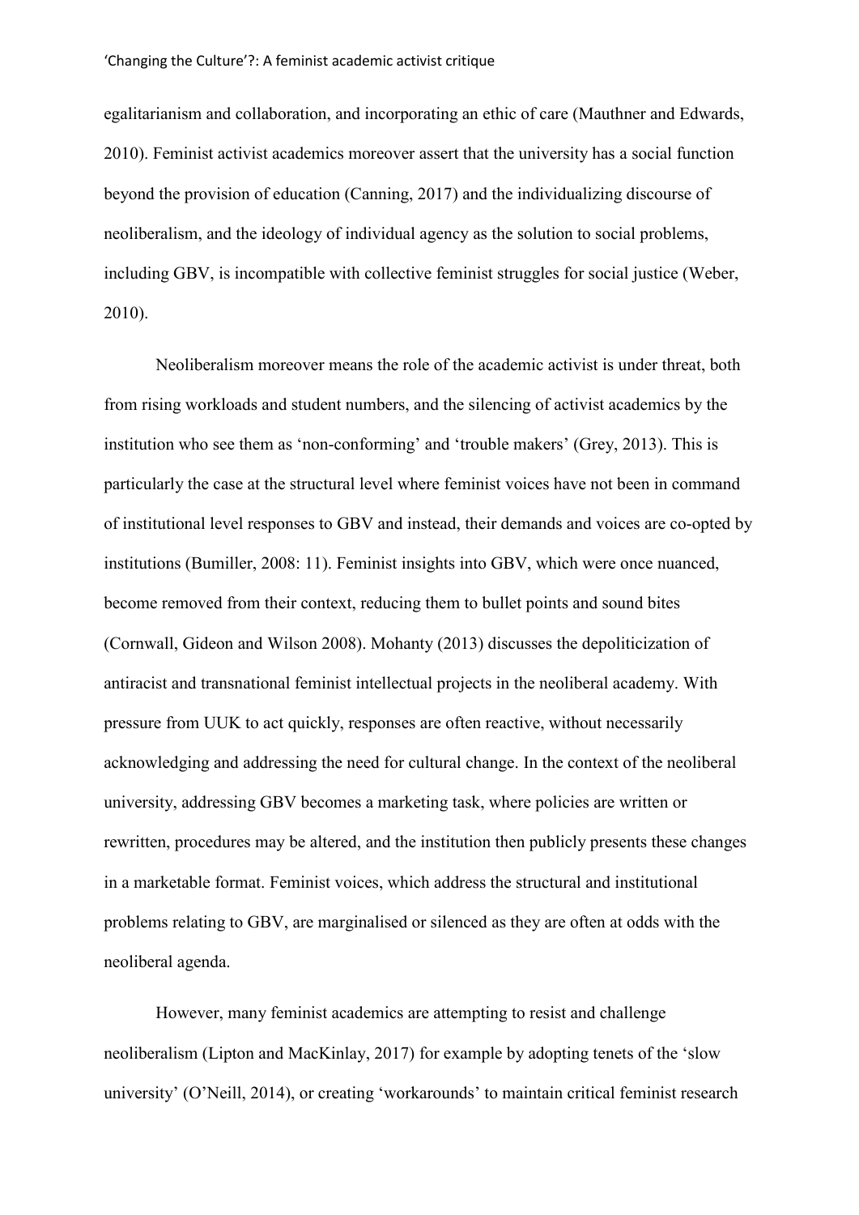egalitarianism and collaboration, and incorporating an ethic of care (Mauthner and Edwards, 2010). Feminist activist academics moreover assert that the university has a social function beyond the provision of education (Canning, 2017) and the individualizing discourse of neoliberalism, and the ideology of individual agency as the solution to social problems, including GBV, is incompatible with collective feminist struggles for social justice (Weber, 2010).

Neoliberalism moreover means the role of the academic activist is under threat, both from rising workloads and student numbers, and the silencing of activist academics by the institution who see them as 'non-conforming' and 'trouble makers' (Grey, 2013). This is particularly the case at the structural level where feminist voices have not been in command of institutional level responses to GBV and instead, their demands and voices are co-opted by institutions (Bumiller, 2008: 11). Feminist insights into GBV, which were once nuanced, become removed from their context, reducing them to bullet points and sound bites (Cornwall, Gideon and Wilson 2008). Mohanty (2013) discusses the depoliticization of antiracist and transnational feminist intellectual projects in the neoliberal academy. With pressure from UUK to act quickly, responses are often reactive, without necessarily acknowledging and addressing the need for cultural change. In the context of the neoliberal university, addressing GBV becomes a marketing task, where policies are written or rewritten, procedures may be altered, and the institution then publicly presents these changes in a marketable format. Feminist voices, which address the structural and institutional problems relating to GBV, are marginalised or silenced as they are often at odds with the neoliberal agenda.

However, many feminist academics are attempting to resist and challenge neoliberalism (Lipton and MacKinlay, 2017) for example by adopting tenets of the 'slow university' (O'Neill, 2014), or creating 'workarounds' to maintain critical feminist research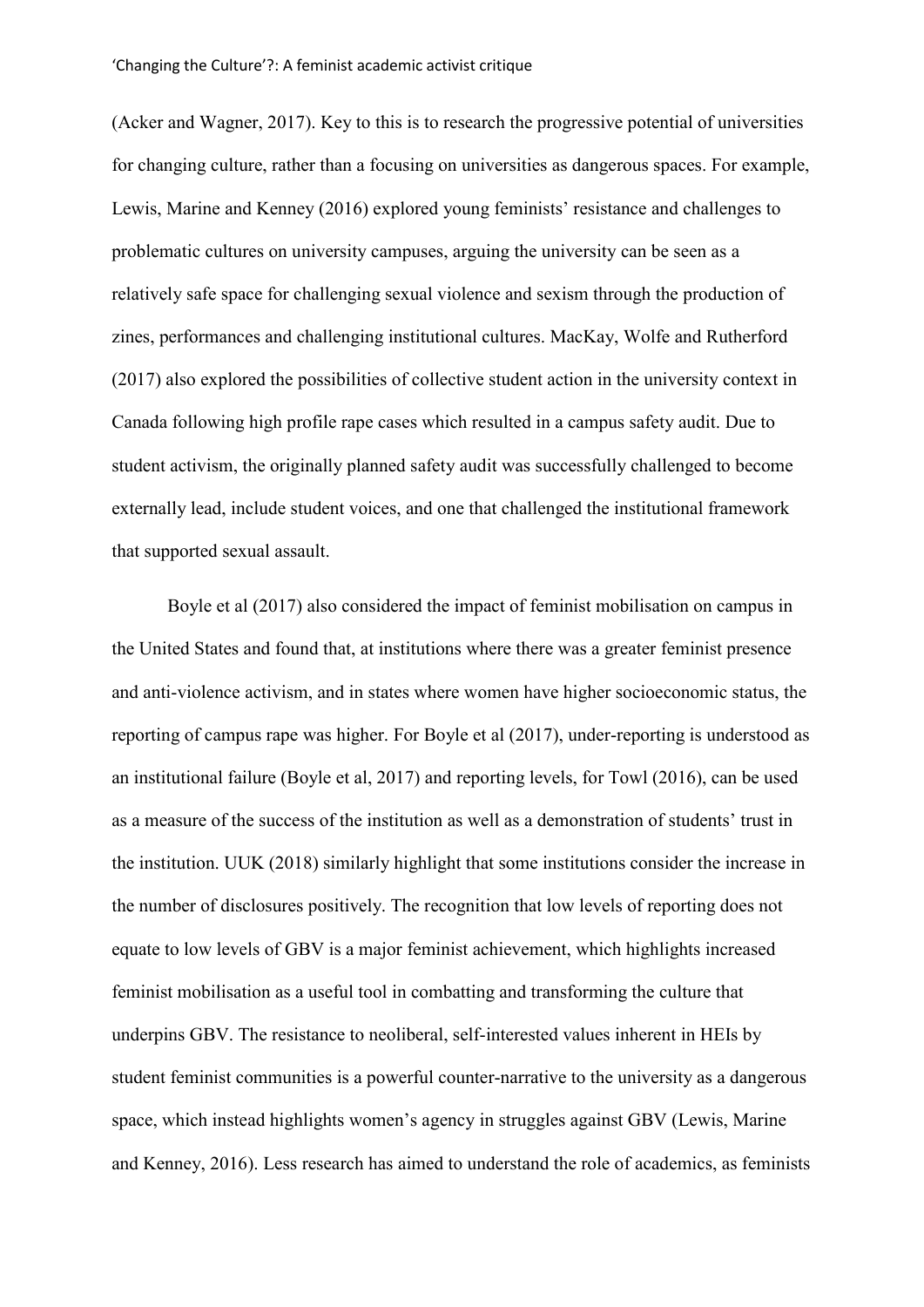(Acker and Wagner, 2017). Key to this is to research the progressive potential of universities for changing culture, rather than a focusing on universities as dangerous spaces. For example, Lewis, Marine and Kenney (2016) explored young feminists' resistance and challenges to problematic cultures on university campuses, arguing the university can be seen as a relatively safe space for challenging sexual violence and sexism through the production of zines, performances and challenging institutional cultures. MacKay, Wolfe and Rutherford (2017) also explored the possibilities of collective student action in the university context in Canada following high profile rape cases which resulted in a campus safety audit. Due to student activism, the originally planned safety audit was successfully challenged to become externally lead, include student voices, and one that challenged the institutional framework that supported sexual assault.

Boyle et al (2017) also considered the impact of feminist mobilisation on campus in the United States and found that, at institutions where there was a greater feminist presence and anti-violence activism, and in states where women have higher socioeconomic status, the reporting of campus rape was higher. For Boyle et al (2017), under-reporting is understood as an institutional failure (Boyle et al, 2017) and reporting levels, for Towl (2016), can be used as a measure of the success of the institution as well as a demonstration of students' trust in the institution. UUK (2018) similarly highlight that some institutions consider the increase in the number of disclosures positively. The recognition that low levels of reporting does not equate to low levels of GBV is a major feminist achievement, which highlights increased feminist mobilisation as a useful tool in combatting and transforming the culture that underpins GBV. The resistance to neoliberal, self-interested values inherent in HEIs by student feminist communities is a powerful counter-narrative to the university as a dangerous space, which instead highlights women's agency in struggles against GBV (Lewis, Marine and Kenney, 2016). Less research has aimed to understand the role of academics, as feminists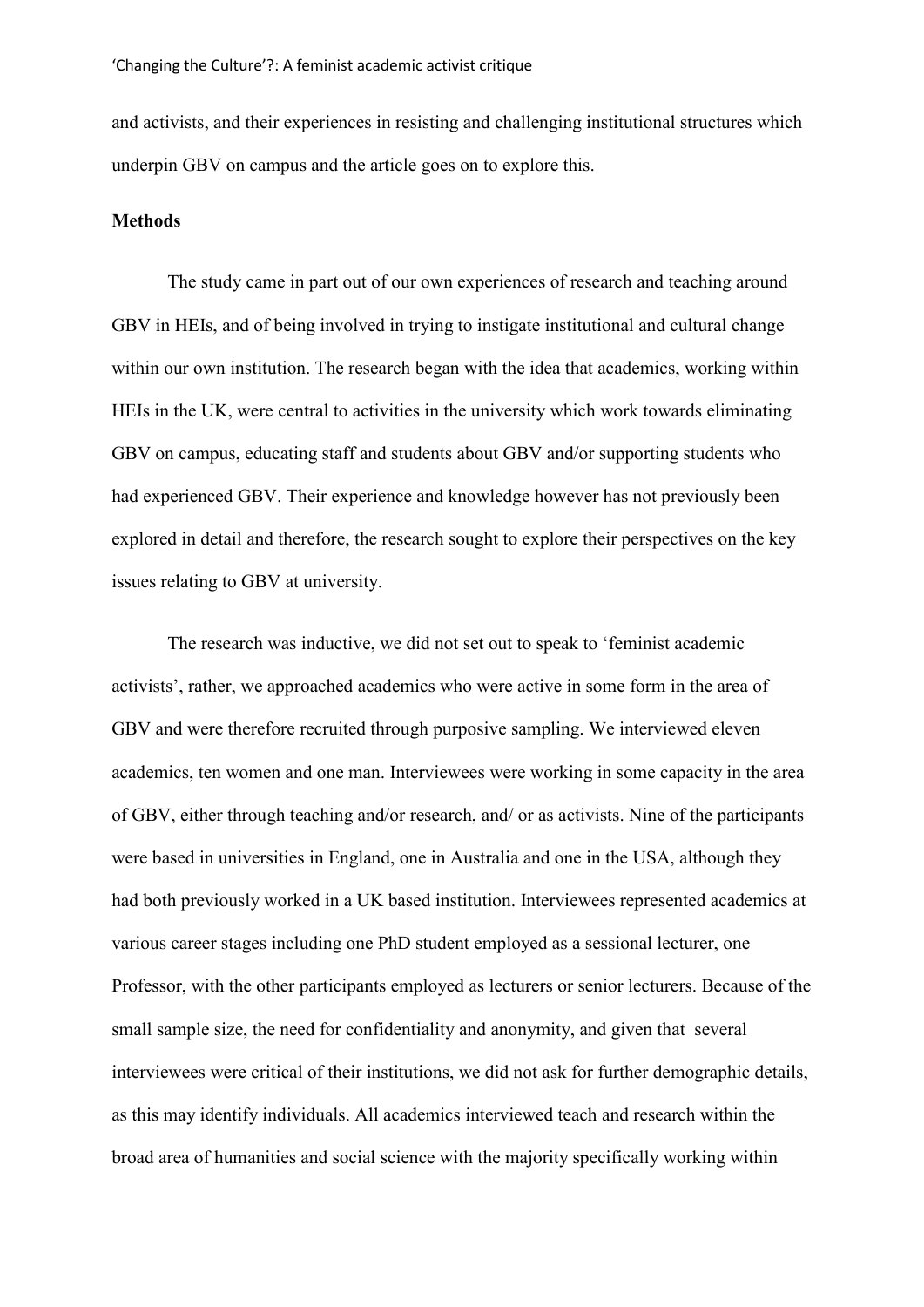and activists, and their experiences in resisting and challenging institutional structures which underpin GBV on campus and the article goes on to explore this.

**Methods**

The study came in part out of our own experiences of research and teaching around GBV in HEIs, and of being involved in trying to instigate institutional and cultural change within our own institution. The research began with the idea that academics, working within HEIs in the UK, were central to activities in the university which work towards eliminating GBV on campus, educating staff and students about GBV and/or supporting students who had experienced GBV. Their experience and knowledge however has not previously been explored in detail and therefore, the research sought to explore their perspectives on the key issues relating to GBV at university.

The research was inductive, we did not set out to speak to 'feminist academic activists', rather, we approached academics who were active in some form in the area of GBV and were therefore recruited through purposive sampling. We interviewed eleven academics, ten women and one man. Interviewees were working in some capacity in the area of GBV, either through teaching and/or research, and/ or as activists. Nine of the participants were based in universities in England, one in Australia and one in the USA, although they had both previously worked in a UK based institution. Interviewees represented academics at various career stages including one PhD student employed as a sessional lecturer, one Professor, with the other participants employed as lecturers or senior lecturers. Because of the small sample size, the need for confidentiality and anonymity, and given that several interviewees were critical of their institutions, we did not ask for further demographic details, as this may identify individuals. All academics interviewed teach and research within the broad area of humanities and social science with the majority specifically working within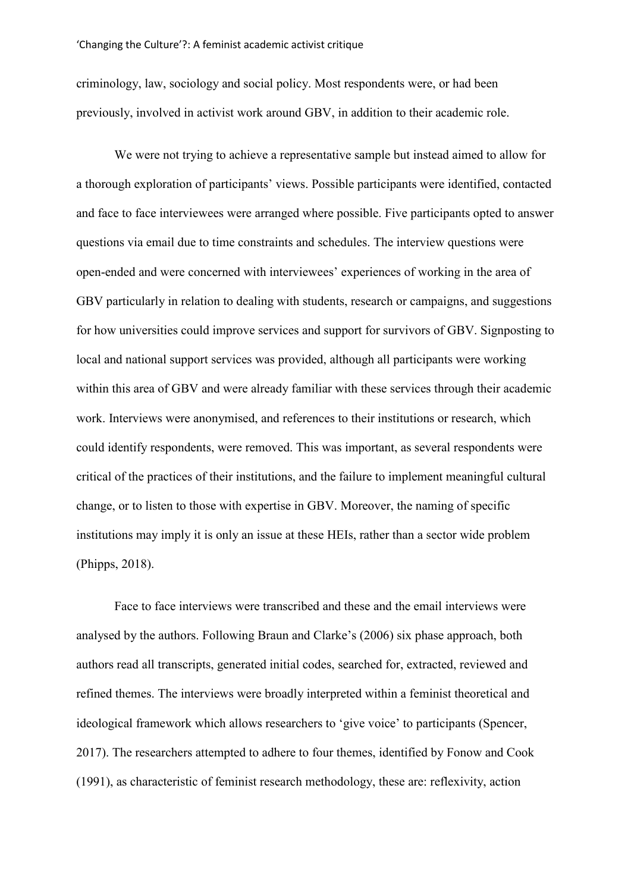criminology, law, sociology and social policy. Most respondents were, or had been previously, involved in activist work around GBV, in addition to their academic role.

We were not trying to achieve a representative sample but instead aimed to allow for a thorough exploration of participants' views. Possible participants were identified, contacted and face to face interviewees were arranged where possible. Five participants opted to answer questions via email due to time constraints and schedules. The interview questions were open-ended and were concerned with interviewees' experiences of working in the area of GBV particularly in relation to dealing with students, research or campaigns, and suggestions for how universities could improve services and support for survivors of GBV. Signposting to local and national support services was provided, although all participants were working within this area of GBV and were already familiar with these services through their academic work. Interviews were anonymised, and references to their institutions or research, which could identify respondents, were removed. This was important, as several respondents were critical of the practices of their institutions, and the failure to implement meaningful cultural change, or to listen to those with expertise in GBV. Moreover, the naming of specific institutions may imply it is only an issue at these HEIs, rather than a sector wide problem (Phipps, 2018).

Face to face interviews were transcribed and these and the email interviews were analysed by the authors. Following Braun and Clarke's (2006) six phase approach, both authors read all transcripts, generated initial codes, searched for, extracted, reviewed and refined themes. The interviews were broadly interpreted within a feminist theoretical and ideological framework which allows researchers to 'give voice' to participants (Spencer, 2017). The researchers attempted to adhere to four themes, identified by Fonow and Cook (1991), as characteristic of feminist research methodology, these are: reflexivity, action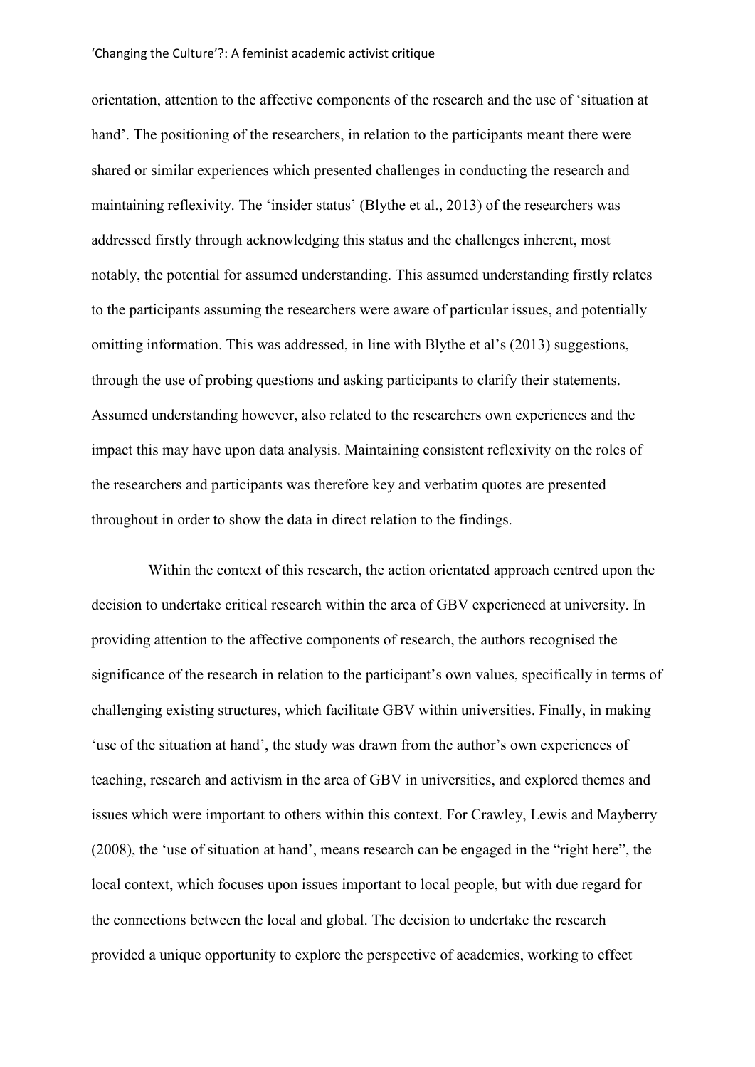orientation, attention to the affective components of the research and the use of 'situation at hand'. The positioning of the researchers, in relation to the participants meant there were shared or similar experiences which presented challenges in conducting the research and maintaining reflexivity. The 'insider status' (Blythe et al., 2013) of the researchers was addressed firstly through acknowledging this status and the challenges inherent, most notably, the potential for assumed understanding. This assumed understanding firstly relates to the participants assuming the researchers were aware of particular issues, and potentially omitting information. This was addressed, in line with Blythe et al's (2013) suggestions, through the use of probing questions and asking participants to clarify their statements. Assumed understanding however, also related to the researchers own experiences and the impact this may have upon data analysis. Maintaining consistent reflexivity on the roles of the researchers and participants was therefore key and verbatim quotes are presented throughout in order to show the data in direct relation to the findings.

Within the context of this research, the action orientated approach centred upon the decision to undertake critical research within the area of GBV experienced at university. In providing attention to the affective components of research, the authors recognised the significance of the research in relation to the participant's own values, specifically in terms of challenging existing structures, which facilitate GBV within universities. Finally, in making 'use of the situation at hand', the study was drawn from the author's own experiences of teaching, research and activism in the area of GBV in universities, and explored themes and issues which were important to others within this context. For Crawley, Lewis and Mayberry (2008), the 'use of situation at hand', means research can be engaged in the "right here", the local context, which focuses upon issues important to local people, but with due regard for the connections between the local and global. The decision to undertake the research provided a unique opportunity to explore the perspective of academics, working to effect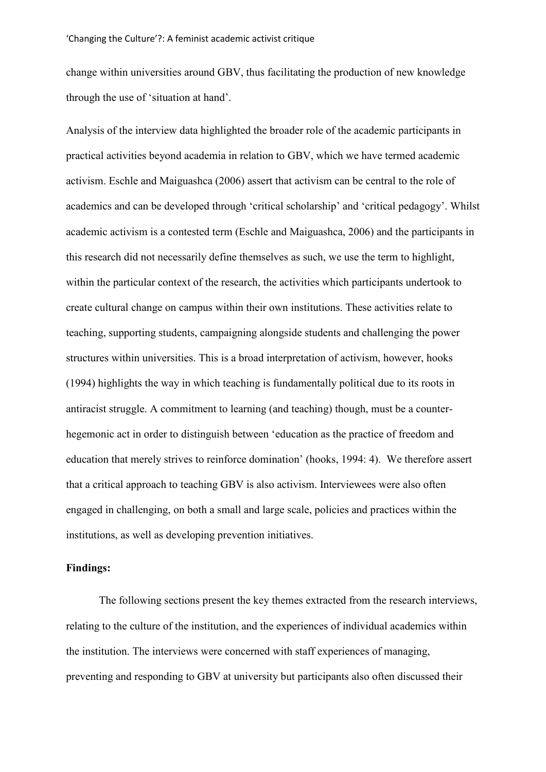change within universities around GBV, thus facilitating the production of new knowledge through the use of 'situation at hand'.

Analysis of the interview data highlighted the broader role of the academic participants in practical activities beyond academia in relation to GBV, which we have termed academic activism. Eschle and Maiguashca (2006) assert that activism can be central to the role of academics and can be developed through 'critical scholarship' and 'critical pedagogy'. Whilst academic activism is a contested term (Eschle and Maiguashca, 2006) and the participants in this research did not necessarily define themselves as such, we use the term to highlight, within the particular context of the research, the activities which participants undertook to create cultural change on campus within their own institutions. These activities relate to teaching, supporting students, campaigning alongside students and challenging the power structures within universities. This is a broad interpretation of activism, however, hooks (1994) highlights the way in which teaching is fundamentally political due to its roots in antiracist struggle. A commitment to learning (and teaching) though, must be a counter-hegemonic act in order to distinguish between 'education as the practice of freedom and education that merely strives to reinforce domination' (hooks, 1994: 4). We therefore assert that a critical approach to teaching GBV is also activism. Interviewees were also often engaged in challenging, on both a small and large scale, policies and practices within the institutions, as well as developing prevention initiatives.

**Findings:**

The following sections present the key themes extracted from the research interviews, relating to the culture of the institution, and the experiences of individual academics within the institution. The interviews were concerned with staff experiences of managing, preventing and responding to GBV at university but participants also often discussed their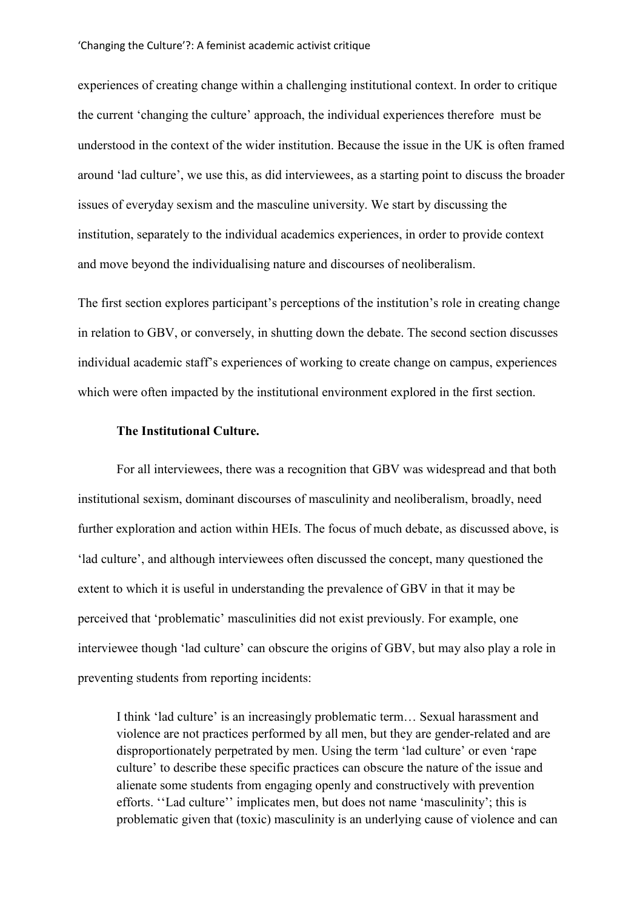experiences of creating change within a challenging institutional context. In order to critique the current 'changing the culture' approach, the individual experiences therefore must be understood in the context of the wider institution. Because the issue in the UK is often framed around 'lad culture', we use this, as did interviewees, as a starting point to discuss the broader issues of everyday sexism and the masculine university. We start by discussing the institution, separately to the individual academics experiences, in order to provide context and move beyond the individualising nature and discourses of neoliberalism.

The first section explores participant's perceptions of the institution's role in creating change in relation to GBV, or conversely, in shutting down the debate. The second section discusses individual academic staff's experiences of working to create change on campus, experiences which were often impacted by the institutional environment explored in the first section.

### The Institutional Culture.

For all interviewees, there was a recognition that GBV was widespread and that both institutional sexism, dominant discourses of masculinity and neoliberalism, broadly, need further exploration and action within HEIs. The focus of much debate, as discussed above, is 'lad culture', and although interviewees often discussed the concept, many questioned the extent to which it is useful in understanding the prevalence of GBV in that it may be perceived that 'problematic' masculinities did not exist previously. For example, one interviewee though 'lad culture' can obscure the origins of GBV, but may also play a role in preventing students from reporting incidents:

> I think 'lad culture' is an increasingly problematic term… Sexual harassment and violence are not practices performed by all men, but they are gender-related and are disproportionately perpetrated by men. Using the term 'lad culture' or even 'rape culture' to describe these specific practices can obscure the nature of the issue and alienate some students from engaging openly and constructively with prevention efforts. ''Lad culture'' implicates men, but does not name 'masculinity'; this is problematic given that (toxic) masculinity is an underlying cause of violence and can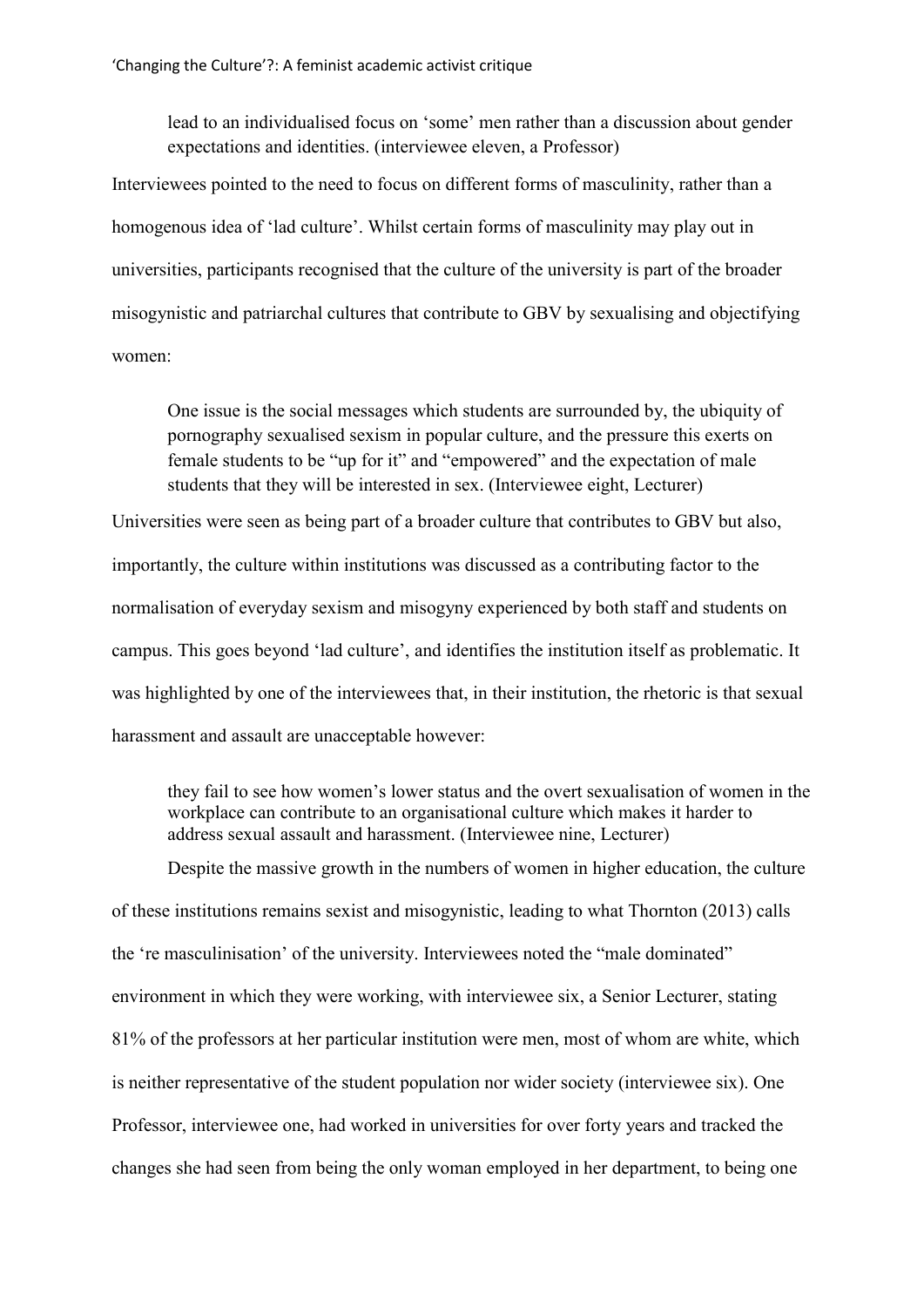> lead to an individualised focus on 'some' men rather than a discussion about gender expectations and identities. (interviewee eleven, a Professor)

Interviewees pointed to the need to focus on different forms of masculinity, rather than a homogenous idea of 'lad culture'. Whilst certain forms of masculinity may play out in universities, participants recognised that the culture of the university is part of the broader misogynistic and patriarchal cultures that contribute to GBV by sexualising and objectifying women:

> One issue is the social messages which students are surrounded by, the ubiquity of pornography sexualised sexism in popular culture, and the pressure this exerts on female students to be "up for it" and "empowered" and the expectation of male students that they will be interested in sex. (Interviewee eight, Lecturer)

Universities were seen as being part of a broader culture that contributes to GBV but also, importantly, the culture within institutions was discussed as a contributing factor to the normalisation of everyday sexism and misogyny experienced by both staff and students on campus. This goes beyond 'lad culture', and identifies the institution itself as problematic. It was highlighted by one of the interviewees that, in their institution, the rhetoric is that sexual harassment and assault are unacceptable however:

> they fail to see how women's lower status and the overt sexualisation of women in the workplace can contribute to an organisational culture which makes it harder to address sexual assault and harassment. (Interviewee nine, Lecturer)

Despite the massive growth in the numbers of women in higher education, the culture of these institutions remains sexist and misogynistic, leading to what Thornton (2013) calls the 're masculinisation' of the university. Interviewees noted the "male dominated" environment in which they were working, with interviewee six, a Senior Lecturer, stating 81% of the professors at her particular institution were men, most of whom are white, which is neither representative of the student population nor wider society (interviewee six). One Professor, interviewee one, had worked in universities for over forty years and tracked the changes she had seen from being the only woman employed in her department, to being one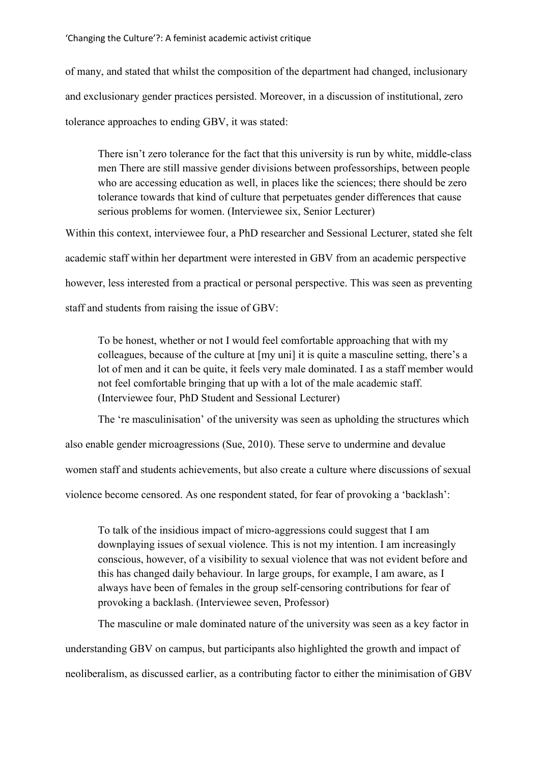of many, and stated that whilst the composition of the department had changed, inclusionary and exclusionary gender practices persisted. Moreover, in a discussion of institutional, zero tolerance approaches to ending GBV, it was stated:

> There isn't zero tolerance for the fact that this university is run by white, middle-class men There are still massive gender divisions between professorships, between people who are accessing education as well, in places like the sciences; there should be zero tolerance towards that kind of culture that perpetuates gender differences that cause serious problems for women. (Interviewee six, Senior Lecturer)

Within this context, interviewee four, a PhD researcher and Sessional Lecturer, stated she felt academic staff within her department were interested in GBV from an academic perspective however, less interested from a practical or personal perspective. This was seen as preventing staff and students from raising the issue of GBV:

> To be honest, whether or not I would feel comfortable approaching that with my colleagues, because of the culture at [my uni] it is quite a masculine setting, there's a lot of men and it can be quite, it feels very male dominated. I as a staff member would not feel comfortable bringing that up with a lot of the male academic staff. (Interviewee four, PhD Student and Sessional Lecturer)

The 're masculinisation' of the university was seen as upholding the structures which also enable gender microagressions (Sue, 2010). These serve to undermine and devalue women staff and students achievements, but also create a culture where discussions of sexual violence become censored. As one respondent stated, for fear of provoking a 'backlash':

> To talk of the insidious impact of micro-aggressions could suggest that I am downplaying issues of sexual violence. This is not my intention. I am increasingly conscious, however, of a visibility to sexual violence that was not evident before and this has changed daily behaviour. In large groups, for example, I am aware, as I always have been of females in the group self-censoring contributions for fear of provoking a backlash. (Interviewee seven, Professor)

The masculine or male dominated nature of the university was seen as a key factor in understanding GBV on campus, but participants also highlighted the growth and impact of neoliberalism, as discussed earlier, as a contributing factor to either the minimisation of GBV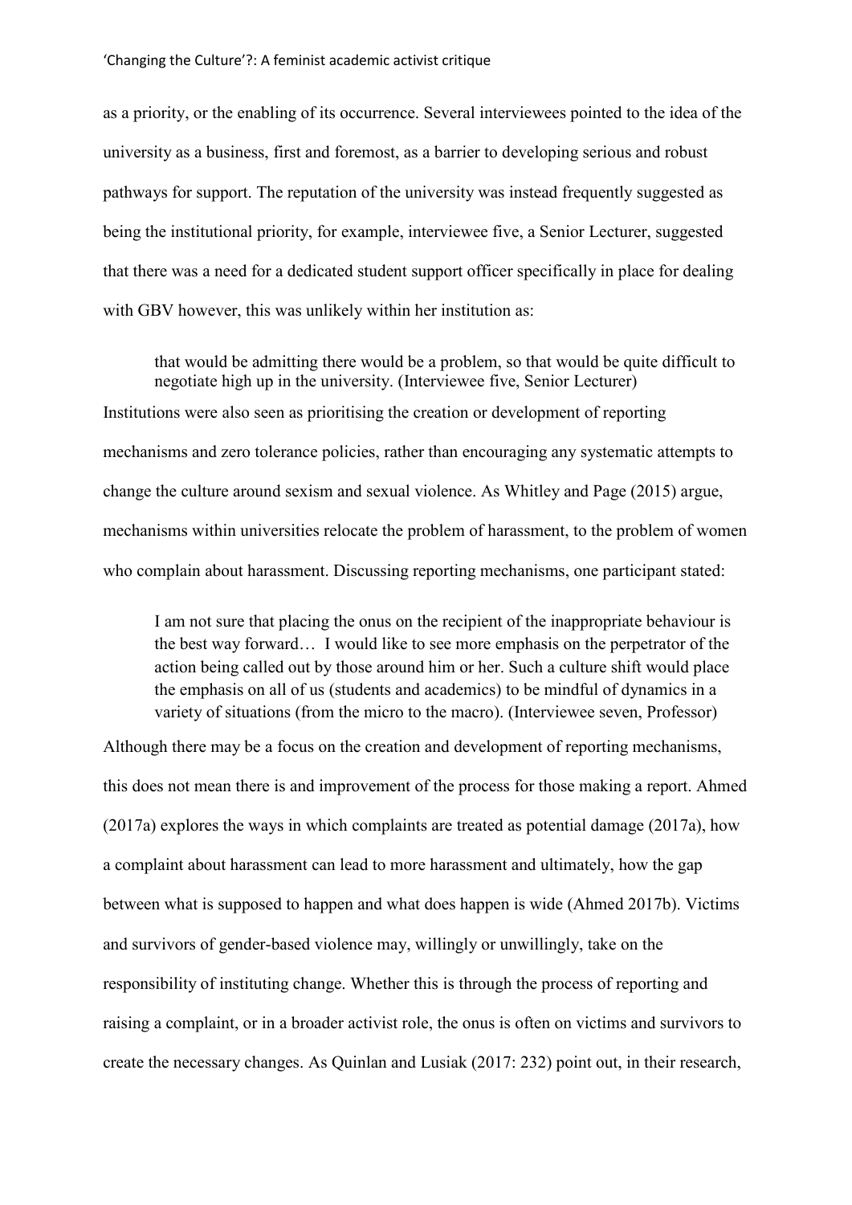as a priority, or the enabling of its occurrence. Several interviewees pointed to the idea of the university as a business, first and foremost, as a barrier to developing serious and robust pathways for support. The reputation of the university was instead frequently suggested as being the institutional priority, for example, interviewee five, a Senior Lecturer, suggested that there was a need for a dedicated student support officer specifically in place for dealing with GBV however, this was unlikely within her institution as:

> that would be admitting there would be a problem, so that would be quite difficult to negotiate high up in the university. (Interviewee five, Senior Lecturer)

Institutions were also seen as prioritising the creation or development of reporting mechanisms and zero tolerance policies, rather than encouraging any systematic attempts to change the culture around sexism and sexual violence. As Whitley and Page (2015) argue, mechanisms within universities relocate the problem of harassment, to the problem of women who complain about harassment. Discussing reporting mechanisms, one participant stated:

> I am not sure that placing the onus on the recipient of the inappropriate behaviour is the best way forward… I would like to see more emphasis on the perpetrator of the action being called out by those around him or her. Such a culture shift would place the emphasis on all of us (students and academics) to be mindful of dynamics in a variety of situations (from the micro to the macro). (Interviewee seven, Professor)

Although there may be a focus on the creation and development of reporting mechanisms, this does not mean there is and improvement of the process for those making a report. Ahmed (2017a) explores the ways in which complaints are treated as potential damage (2017a), how a complaint about harassment can lead to more harassment and ultimately, how the gap between what is supposed to happen and what does happen is wide (Ahmed 2017b). Victims and survivors of gender-based violence may, willingly or unwillingly, take on the responsibility of instituting change. Whether this is through the process of reporting and raising a complaint, or in a broader activist role, the onus is often on victims and survivors to create the necessary changes. As Quinlan and Lusiak (2017: 232) point out, in their research,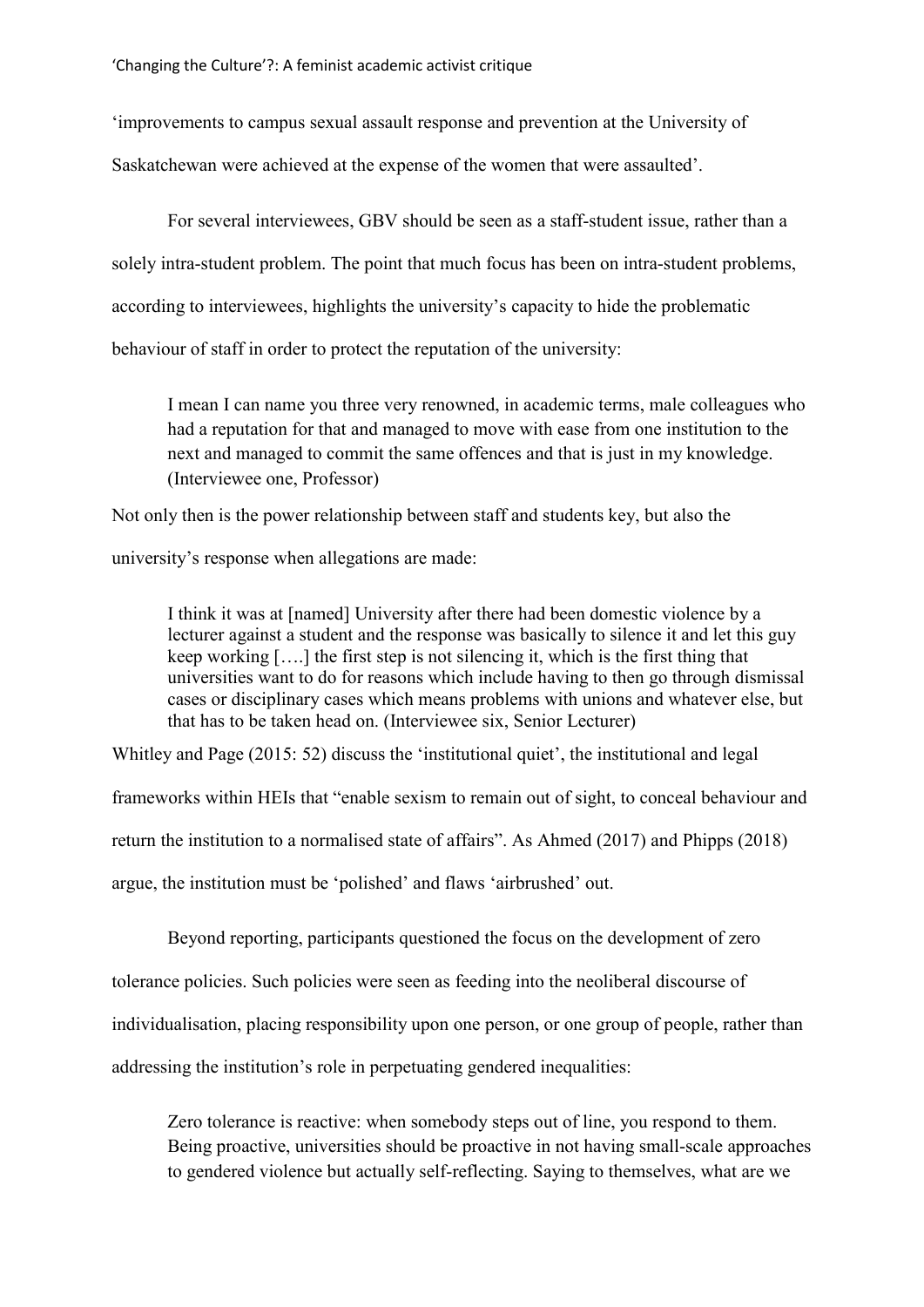'improvements to campus sexual assault response and prevention at the University of Saskatchewan were achieved at the expense of the women that were assaulted'.

For several interviewees, GBV should be seen as a staff-student issue, rather than a solely intra-student problem. The point that much focus has been on intra-student problems, according to interviewees, highlights the university's capacity to hide the problematic behaviour of staff in order to protect the reputation of the university:

> I mean I can name you three very renowned, in academic terms, male colleagues who had a reputation for that and managed to move with ease from one institution to the next and managed to commit the same offences and that is just in my knowledge. (Interviewee one, Professor)

Not only then is the power relationship between staff and students key, but also the university's response when allegations are made:

> I think it was at [named] University after there had been domestic violence by a lecturer against a student and the response was basically to silence it and let this guy keep working [….] the first step is not silencing it, which is the first thing that universities want to do for reasons which include having to then go through dismissal cases or disciplinary cases which means problems with unions and whatever else, but that has to be taken head on. (Interviewee six, Senior Lecturer)

Whitley and Page (2015: 52) discuss the 'institutional quiet', the institutional and legal frameworks within HEIs that "enable sexism to remain out of sight, to conceal behaviour and return the institution to a normalised state of affairs". As Ahmed (2017) and Phipps (2018) argue, the institution must be 'polished' and flaws 'airbrushed' out.

Beyond reporting, participants questioned the focus on the development of zero tolerance policies. Such policies were seen as feeding into the neoliberal discourse of individualisation, placing responsibility upon one person, or one group of people, rather than addressing the institution's role in perpetuating gendered inequalities:

> Zero tolerance is reactive: when somebody steps out of line, you respond to them. Being proactive, universities should be proactive in not having small-scale approaches to gendered violence but actually self-reflecting. Saying to themselves, what are we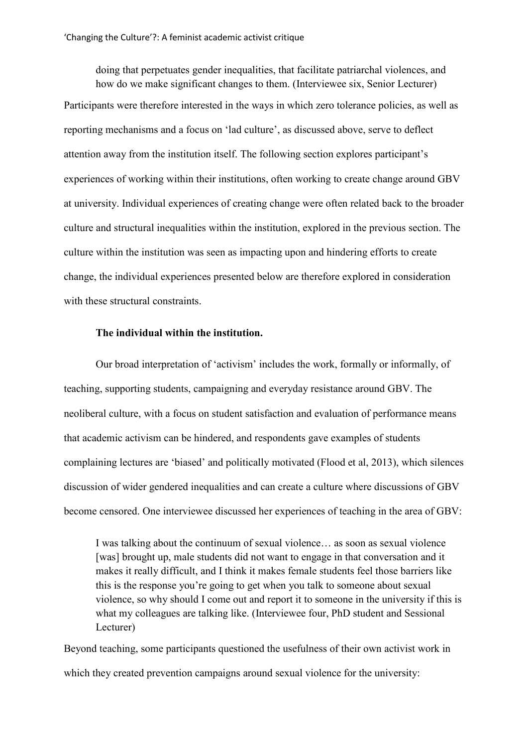> doing that perpetuates gender inequalities, that facilitate patriarchal violences, and how do we make significant changes to them. (Interviewee six, Senior Lecturer)

Participants were therefore interested in the ways in which zero tolerance policies, as well as reporting mechanisms and a focus on 'lad culture', as discussed above, serve to deflect attention away from the institution itself. The following section explores participant's experiences of working within their institutions, often working to create change around GBV at university. Individual experiences of creating change were often related back to the broader culture and structural inequalities within the institution, explored in the previous section. The culture within the institution was seen as impacting upon and hindering efforts to create change, the individual experiences presented below are therefore explored in consideration with these structural constraints.

**The individual within the institution.**

Our broad interpretation of 'activism' includes the work, formally or informally, of teaching, supporting students, campaigning and everyday resistance around GBV. The neoliberal culture, with a focus on student satisfaction and evaluation of performance means that academic activism can be hindered, and respondents gave examples of students complaining lectures are 'biased' and politically motivated (Flood et al, 2013), which silences discussion of wider gendered inequalities and can create a culture where discussions of GBV become censored. One interviewee discussed her experiences of teaching in the area of GBV:

> I was talking about the continuum of sexual violence… as soon as sexual violence [was] brought up, male students did not want to engage in that conversation and it makes it really difficult, and I think it makes female students feel those barriers like this is the response you're going to get when you talk to someone about sexual violence, so why should I come out and report it to someone in the university if this is what my colleagues are talking like. (Interviewee four, PhD student and Sessional Lecturer)

Beyond teaching, some participants questioned the usefulness of their own activist work in which they created prevention campaigns around sexual violence for the university: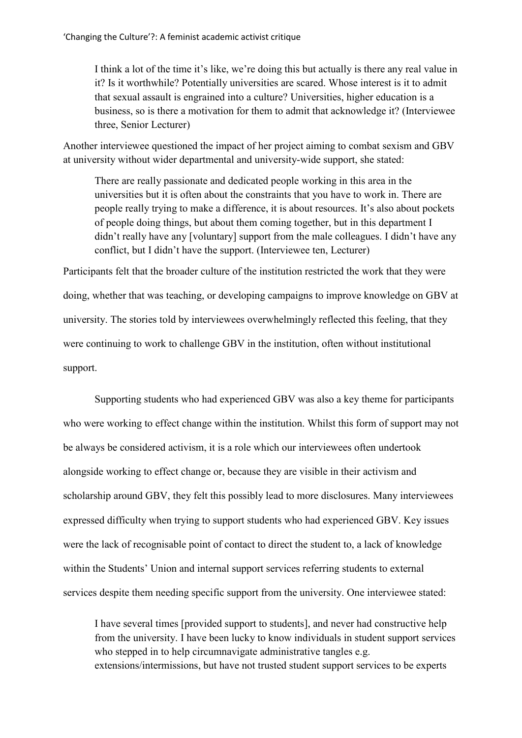> I think a lot of the time it's like, we're doing this but actually is there any real value in it? Is it worthwhile? Potentially universities are scared. Whose interest is it to admit that sexual assault is engrained into a culture? Universities, higher education is a business, so is there a motivation for them to admit that acknowledge it? (Interviewee three, Senior Lecturer)

Another interviewee questioned the impact of her project aiming to combat sexism and GBV at university without wider departmental and university-wide support, she stated:

> There are really passionate and dedicated people working in this area in the universities but it is often about the constraints that you have to work in. There are people really trying to make a difference, it is about resources. It's also about pockets of people doing things, but about them coming together, but in this department I didn't really have any [voluntary] support from the male colleagues. I didn't have any conflict, but I didn't have the support. (Interviewee ten, Lecturer)

Participants felt that the broader culture of the institution restricted the work that they were doing, whether that was teaching, or developing campaigns to improve knowledge on GBV at university. The stories told by interviewees overwhelmingly reflected this feeling, that they were continuing to work to challenge GBV in the institution, often without institutional support.

Supporting students who had experienced GBV was also a key theme for participants who were working to effect change within the institution. Whilst this form of support may not be always be considered activism, it is a role which our interviewees often undertook alongside working to effect change or, because they are visible in their activism and scholarship around GBV, they felt this possibly lead to more disclosures. Many interviewees expressed difficulty when trying to support students who had experienced GBV. Key issues were the lack of recognisable point of contact to direct the student to, a lack of knowledge within the Students' Union and internal support services referring students to external services despite them needing specific support from the university. One interviewee stated:

> I have several times [provided support to students], and never had constructive help from the university. I have been lucky to know individuals in student support services who stepped in to help circumnavigate administrative tangles e.g. extensions/intermissions, but have not trusted student support services to be experts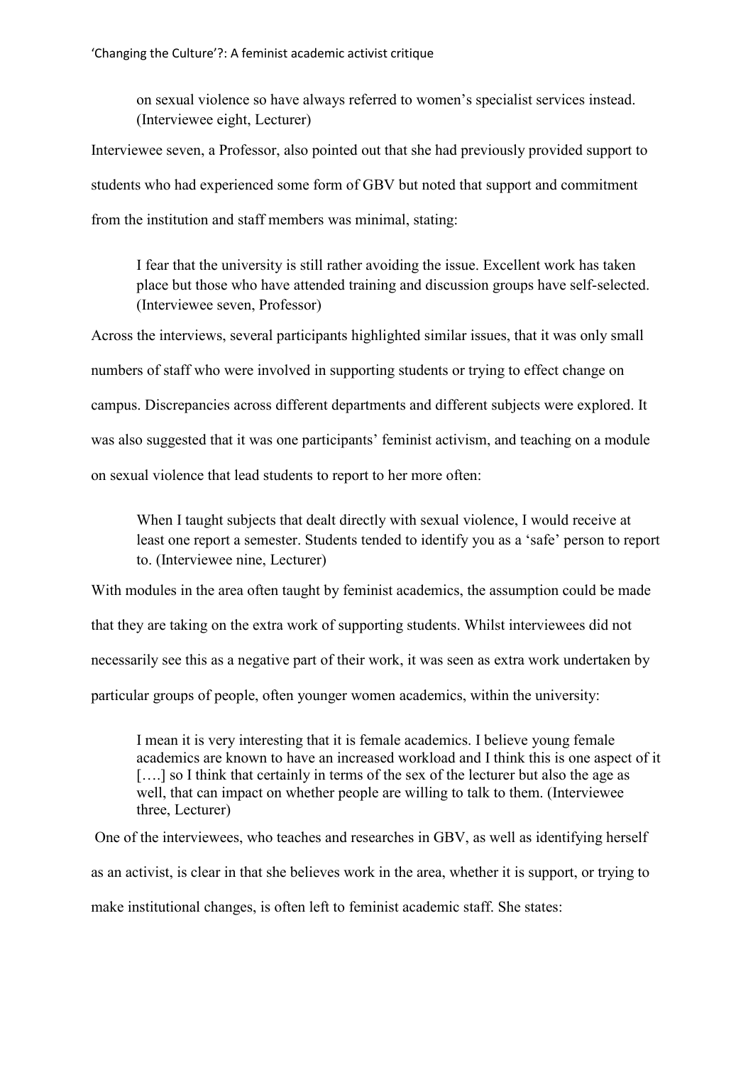> on sexual violence so have always referred to women's specialist services instead. (Interviewee eight, Lecturer)

Interviewee seven, a Professor, also pointed out that she had previously provided support to students who had experienced some form of GBV but noted that support and commitment from the institution and staff members was minimal, stating:

> I fear that the university is still rather avoiding the issue. Excellent work has taken place but those who have attended training and discussion groups have self-selected. (Interviewee seven, Professor)

Across the interviews, several participants highlighted similar issues, that it was only small numbers of staff who were involved in supporting students or trying to effect change on campus. Discrepancies across different departments and different subjects were explored. It was also suggested that it was one participants' feminist activism, and teaching on a module on sexual violence that lead students to report to her more often:

> When I taught subjects that dealt directly with sexual violence, I would receive at least one report a semester. Students tended to identify you as a 'safe' person to report to. (Interviewee nine, Lecturer)

With modules in the area often taught by feminist academics, the assumption could be made that they are taking on the extra work of supporting students. Whilst interviewees did not necessarily see this as a negative part of their work, it was seen as extra work undertaken by particular groups of people, often younger women academics, within the university:

> I mean it is very interesting that it is female academics. I believe young female academics are known to have an increased workload and I think this is one aspect of it [….] so I think that certainly in terms of the sex of the lecturer but also the age as well, that can impact on whether people are willing to talk to them. (Interviewee three, Lecturer)

One of the interviewees, who teaches and researches in GBV, as well as identifying herself as an activist, is clear in that she believes work in the area, whether it is support, or trying to make institutional changes, is often left to feminist academic staff. She states: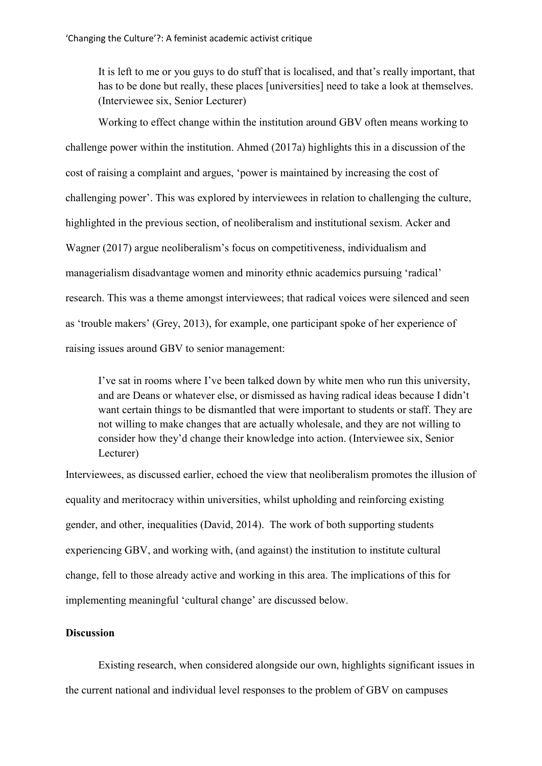> It is left to me or you guys to do stuff that is localised, and that's really important, that has to be done but really, these places [universities] need to take a look at themselves. (Interviewee six, Senior Lecturer)

Working to effect change within the institution around GBV often means working to challenge power within the institution. Ahmed (2017a) highlights this in a discussion of the cost of raising a complaint and argues, 'power is maintained by increasing the cost of challenging power'. This was explored by interviewees in relation to challenging the culture, highlighted in the previous section, of neoliberalism and institutional sexism. Acker and Wagner (2017) argue neoliberalism's focus on competitiveness, individualism and managerialism disadvantage women and minority ethnic academics pursuing 'radical' research. This was a theme amongst interviewees; that radical voices were silenced and seen as 'trouble makers' (Grey, 2013), for example, one participant spoke of her experience of raising issues around GBV to senior management:

> I've sat in rooms where I've been talked down by white men who run this university, and are Deans or whatever else, or dismissed as having radical ideas because I didn't want certain things to be dismantled that were important to students or staff. They are not willing to make changes that are actually wholesale, and they are not willing to consider how they'd change their knowledge into action. (Interviewee six, Senior Lecturer)

Interviewees, as discussed earlier, echoed the view that neoliberalism promotes the illusion of equality and meritocracy within universities, whilst upholding and reinforcing existing gender, and other, inequalities (David, 2014). The work of both supporting students experiencing GBV, and working with, (and against) the institution to institute cultural change, fell to those already active and working in this area. The implications of this for implementing meaningful 'cultural change' are discussed below.

## Discussion

Existing research, when considered alongside our own, highlights significant issues in the current national and individual level responses to the problem of GBV on campuses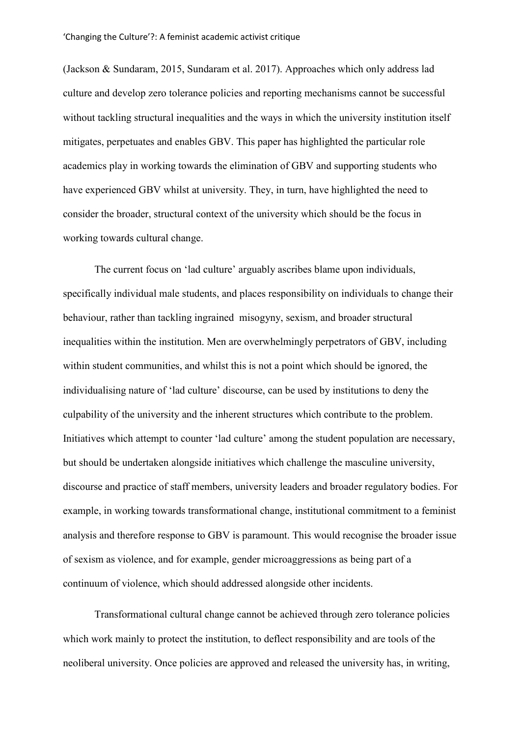(Jackson & Sundaram, 2015, Sundaram et al. 2017). Approaches which only address lad culture and develop zero tolerance policies and reporting mechanisms cannot be successful without tackling structural inequalities and the ways in which the university institution itself mitigates, perpetuates and enables GBV. This paper has highlighted the particular role academics play in working towards the elimination of GBV and supporting students who have experienced GBV whilst at university. They, in turn, have highlighted the need to consider the broader, structural context of the university which should be the focus in working towards cultural change.

The current focus on 'lad culture' arguably ascribes blame upon individuals, specifically individual male students, and places responsibility on individuals to change their behaviour, rather than tackling ingrained misogyny, sexism, and broader structural inequalities within the institution. Men are overwhelmingly perpetrators of GBV, including within student communities, and whilst this is not a point which should be ignored, the individualising nature of 'lad culture' discourse, can be used by institutions to deny the culpability of the university and the inherent structures which contribute to the problem. Initiatives which attempt to counter 'lad culture' among the student population are necessary, but should be undertaken alongside initiatives which challenge the masculine university, discourse and practice of staff members, university leaders and broader regulatory bodies. For example, in working towards transformational change, institutional commitment to a feminist analysis and therefore response to GBV is paramount. This would recognise the broader issue of sexism as violence, and for example, gender microaggressions as being part of a continuum of violence, which should addressed alongside other incidents.

Transformational cultural change cannot be achieved through zero tolerance policies which work mainly to protect the institution, to deflect responsibility and are tools of the neoliberal university. Once policies are approved and released the university has, in writing,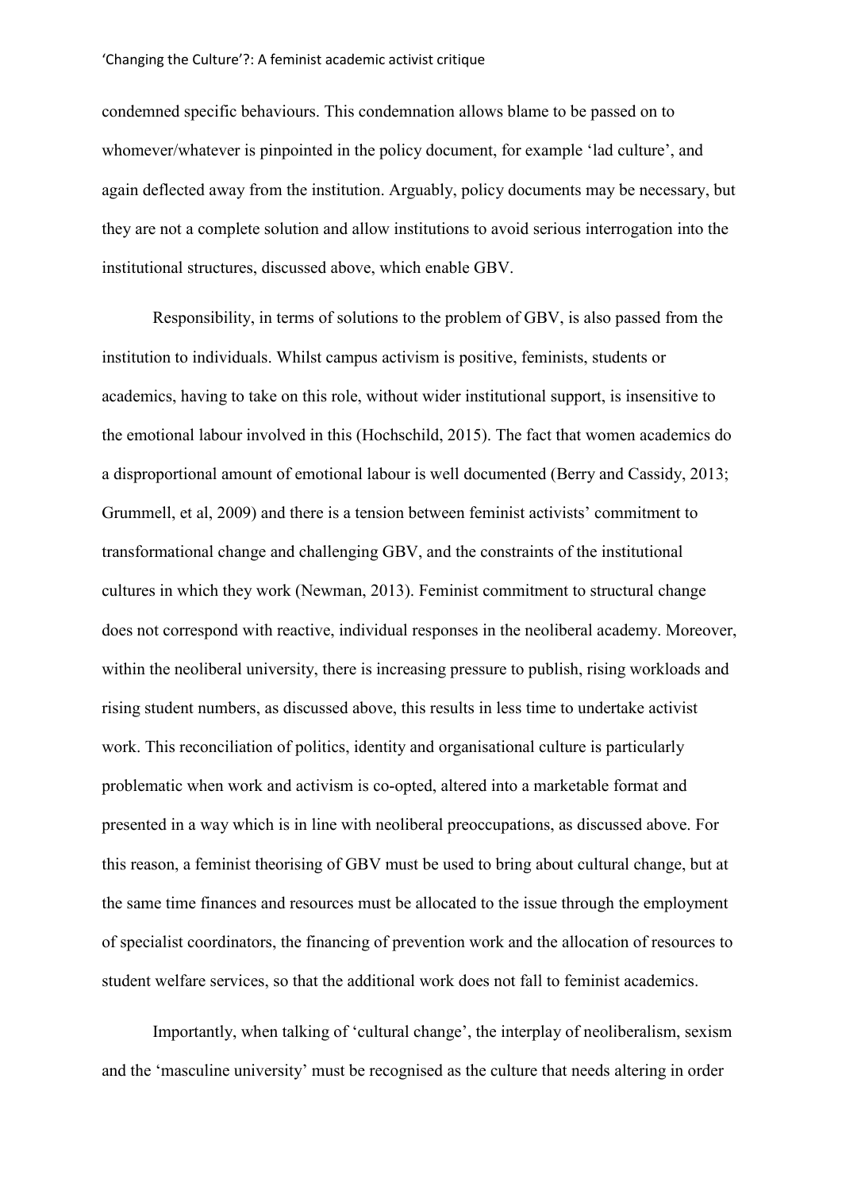condemned specific behaviours. This condemnation allows blame to be passed on to whomever/whatever is pinpointed in the policy document, for example 'lad culture', and again deflected away from the institution. Arguably, policy documents may be necessary, but they are not a complete solution and allow institutions to avoid serious interrogation into the institutional structures, discussed above, which enable GBV.

Responsibility, in terms of solutions to the problem of GBV, is also passed from the institution to individuals. Whilst campus activism is positive, feminists, students or academics, having to take on this role, without wider institutional support, is insensitive to the emotional labour involved in this (Hochschild, 2015). The fact that women academics do a disproportional amount of emotional labour is well documented (Berry and Cassidy, 2013; Grummell, et al, 2009) and there is a tension between feminist activists' commitment to transformational change and challenging GBV, and the constraints of the institutional cultures in which they work (Newman, 2013). Feminist commitment to structural change does not correspond with reactive, individual responses in the neoliberal academy. Moreover, within the neoliberal university, there is increasing pressure to publish, rising workloads and rising student numbers, as discussed above, this results in less time to undertake activist work. This reconciliation of politics, identity and organisational culture is particularly problematic when work and activism is co-opted, altered into a marketable format and presented in a way which is in line with neoliberal preoccupations, as discussed above. For this reason, a feminist theorising of GBV must be used to bring about cultural change, but at the same time finances and resources must be allocated to the issue through the employment of specialist coordinators, the financing of prevention work and the allocation of resources to student welfare services, so that the additional work does not fall to feminist academics.

Importantly, when talking of 'cultural change', the interplay of neoliberalism, sexism and the 'masculine university' must be recognised as the culture that needs altering in order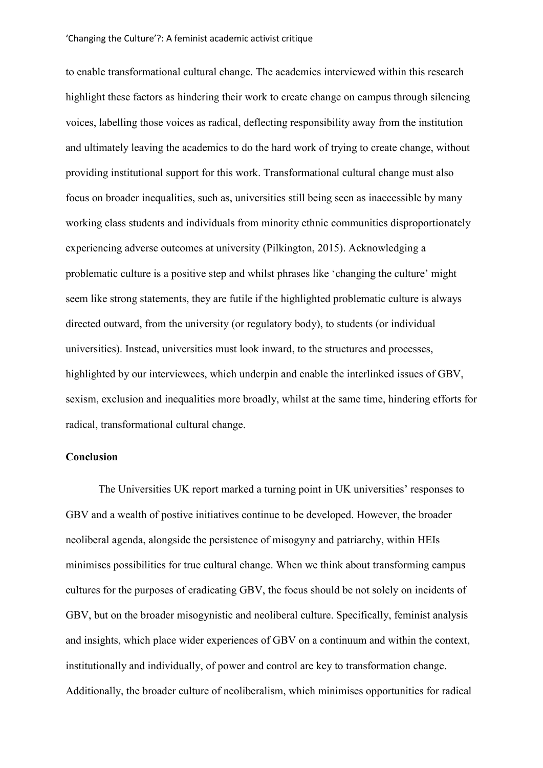to enable transformational cultural change. The academics interviewed within this research highlight these factors as hindering their work to create change on campus through silencing voices, labelling those voices as radical, deflecting responsibility away from the institution and ultimately leaving the academics to do the hard work of trying to create change, without providing institutional support for this work. Transformational cultural change must also focus on broader inequalities, such as, universities still being seen as inaccessible by many working class students and individuals from minority ethnic communities disproportionately experiencing adverse outcomes at university (Pilkington, 2015). Acknowledging a problematic culture is a positive step and whilst phrases like 'changing the culture' might seem like strong statements, they are futile if the highlighted problematic culture is always directed outward, from the university (or regulatory body), to students (or individual universities). Instead, universities must look inward, to the structures and processes, highlighted by our interviewees, which underpin and enable the interlinked issues of GBV, sexism, exclusion and inequalities more broadly, whilst at the same time, hindering efforts for radical, transformational cultural change.

**Conclusion**

The Universities UK report marked a turning point in UK universities' responses to GBV and a wealth of postive initiatives continue to be developed. However, the broader neoliberal agenda, alongside the persistence of misogyny and patriarchy, within HEIs minimises possibilities for true cultural change. When we think about transforming campus cultures for the purposes of eradicating GBV, the focus should be not solely on incidents of GBV, but on the broader misogynistic and neoliberal culture. Specifically, feminist analysis and insights, which place wider experiences of GBV on a continuum and within the context, institutionally and individually, of power and control are key to transformation change. Additionally, the broader culture of neoliberalism, which minimises opportunities for radical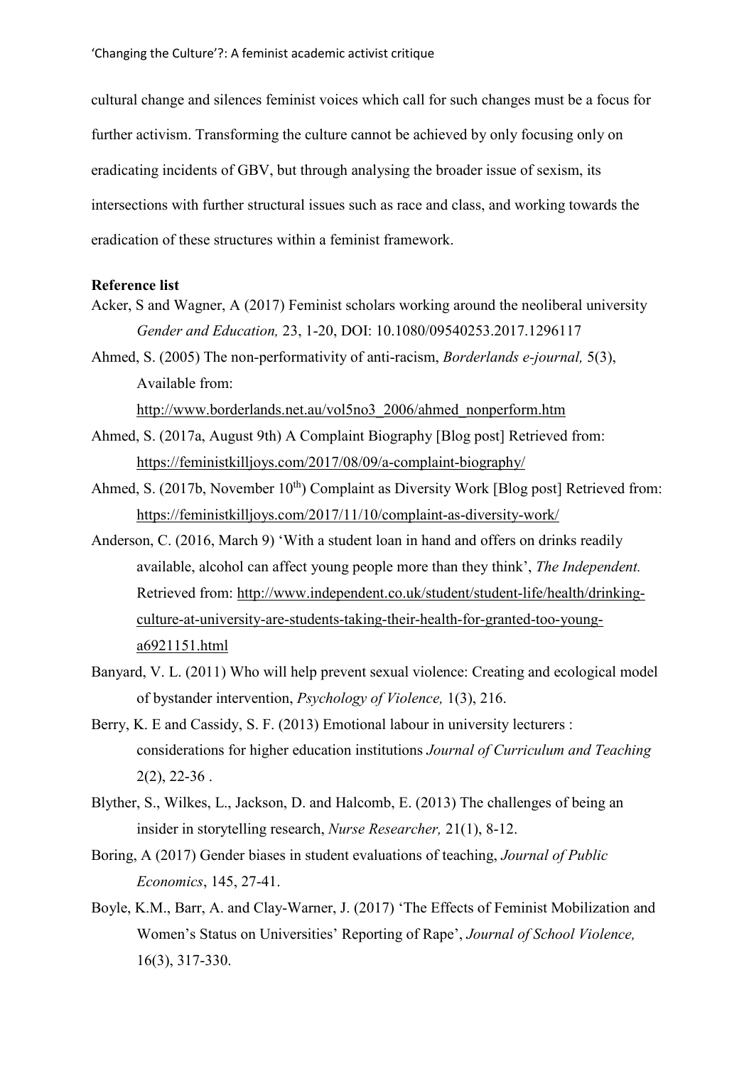cultural change and silences feminist voices which call for such changes must be a focus for further activism. Transforming the culture cannot be achieved by only focusing only on eradicating incidents of GBV, but through analysing the broader issue of sexism, its intersections with further structural issues such as race and class, and working towards the eradication of these structures within a feminist framework.

**Reference list**

Acker, S and Wagner, A (2017) Feminist scholars working around the neoliberal university *Gender and Education,* 23, 1-20, DOI: 10.1080/09540253.2017.1296117

Ahmed, S. (2005) The non-performativity of anti-racism, *Borderlands e-journal,* 5(3), Available from: http://www.borderlands.net.au/vol5no3_2006/ahmed_nonperform.htm

Ahmed, S. (2017a, August 9th) A Complaint Biography [Blog post] Retrieved from: https://feministkilljoys.com/2017/08/09/a-complaint-biography/

Ahmed, S. (2017b, November 10th) Complaint as Diversity Work [Blog post] Retrieved from: https://feministkilljoys.com/2017/11/10/complaint-as-diversity-work/

Anderson, C. (2016, March 9) 'With a student loan in hand and offers on drinks readily available, alcohol can affect young people more than they think', *The Independent.* Retrieved from: http://www.independent.co.uk/student/student-life/health/drinking-culture-at-university-are-students-taking-their-health-for-granted-too-young-a6921151.html

Banyard, V. L. (2011) Who will help prevent sexual violence: Creating and ecological model of bystander intervention, *Psychology of Violence,* 1(3), 216.

Berry, K. E and Cassidy, S. F. (2013) Emotional labour in university lecturers : considerations for higher education institutions *Journal of Curriculum and Teaching* 2(2), 22-36 .

Blyther, S., Wilkes, L., Jackson, D. and Halcomb, E. (2013) The challenges of being an insider in storytelling research, *Nurse Researcher,* 21(1), 8-12.

Boring, A (2017) Gender biases in student evaluations of teaching, *Journal of Public Economics*, 145, 27-41.

Boyle, K.M., Barr, A. and Clay-Warner, J. (2017) 'The Effects of Feminist Mobilization and Women's Status on Universities' Reporting of Rape', *Journal of School Violence,* 16(3), 317-330.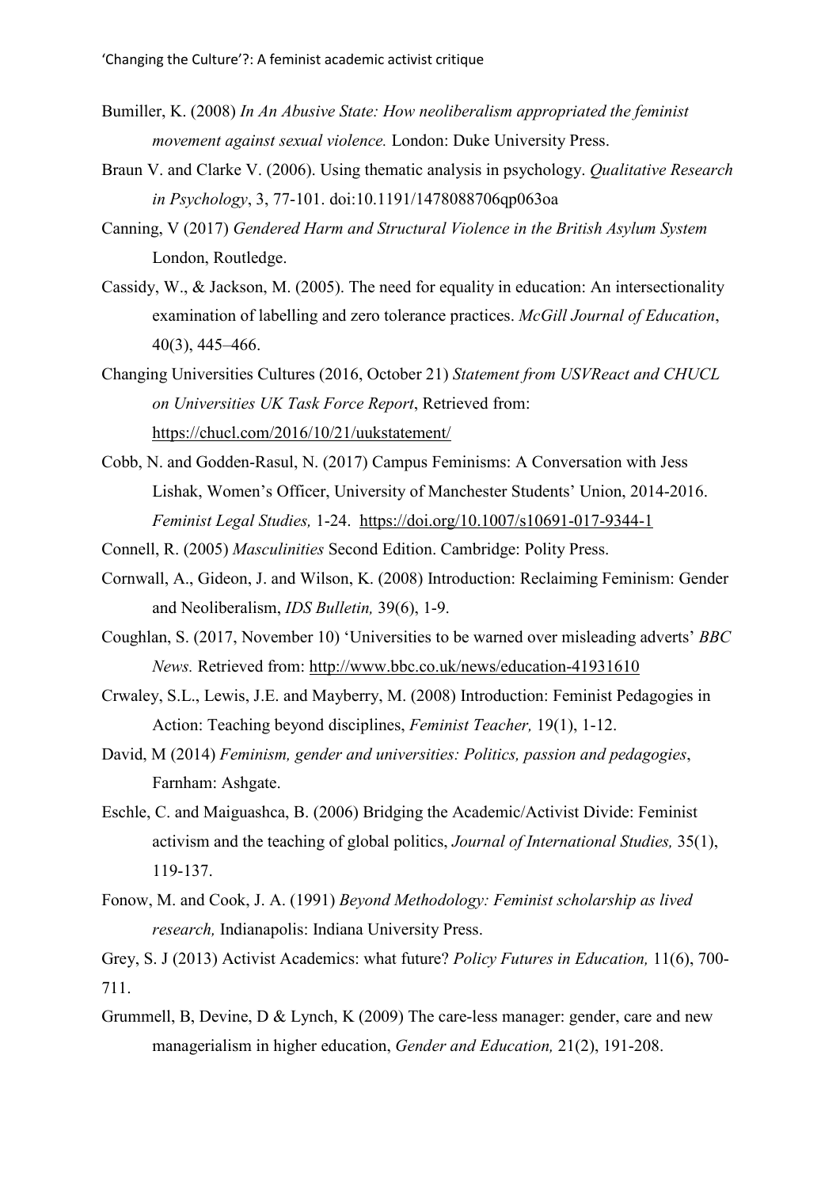Bumiller, K. (2008) *In An Abusive State: How neoliberalism appropriated the feminist movement against sexual violence.* London: Duke University Press.

Braun V. and Clarke V. (2006). Using thematic analysis in psychology. *Qualitative Research in Psychology*, 3, 77-101. doi:10.1191/1478088706qp063oa

Canning, V (2017) *Gendered Harm and Structural Violence in the British Asylum System* London, Routledge.

Cassidy, W., & Jackson, M. (2005). The need for equality in education: An intersectionality examination of labelling and zero tolerance practices. *McGill Journal of Education*, 40(3), 445–466.

Changing Universities Cultures (2016, October 21) *Statement from USVReact and CHUCL on Universities UK Task Force Report*, Retrieved from: https://chucl.com/2016/10/21/uukstatement/

Cobb, N. and Godden-Rasul, N. (2017) Campus Feminisms: A Conversation with Jess Lishak, Women's Officer, University of Manchester Students' Union, 2014-2016. *Feminist Legal Studies,* 1-24. https://doi.org/10.1007/s10691-017-9344-1

Connell, R. (2005) *Masculinities* Second Edition. Cambridge: Polity Press.

Cornwall, A., Gideon, J. and Wilson, K. (2008) Introduction: Reclaiming Feminism: Gender and Neoliberalism, *IDS Bulletin,* 39(6), 1-9.

Coughlan, S. (2017, November 10) 'Universities to be warned over misleading adverts' *BBC News.* Retrieved from: http://www.bbc.co.uk/news/education-41931610

Crwaley, S.L., Lewis, J.E. and Mayberry, M. (2008) Introduction: Feminist Pedagogies in Action: Teaching beyond disciplines, *Feminist Teacher,* 19(1), 1-12.

David, M (2014) *Feminism, gender and universities: Politics, passion and pedagogies*, Farnham: Ashgate.

Eschle, C. and Maiguashca, B. (2006) Bridging the Academic/Activist Divide: Feminist activism and the teaching of global politics, *Journal of International Studies,* 35(1), 119-137.

Fonow, M. and Cook, J. A. (1991) *Beyond Methodology: Feminist scholarship as lived research,* Indianapolis: Indiana University Press.

Grey, S. J (2013) Activist Academics: what future? *Policy Futures in Education,* 11(6), 700-711.

Grummell, B, Devine, D & Lynch, K (2009) The care-less manager: gender, care and new managerialism in higher education, *Gender and Education,* 21(2), 191-208.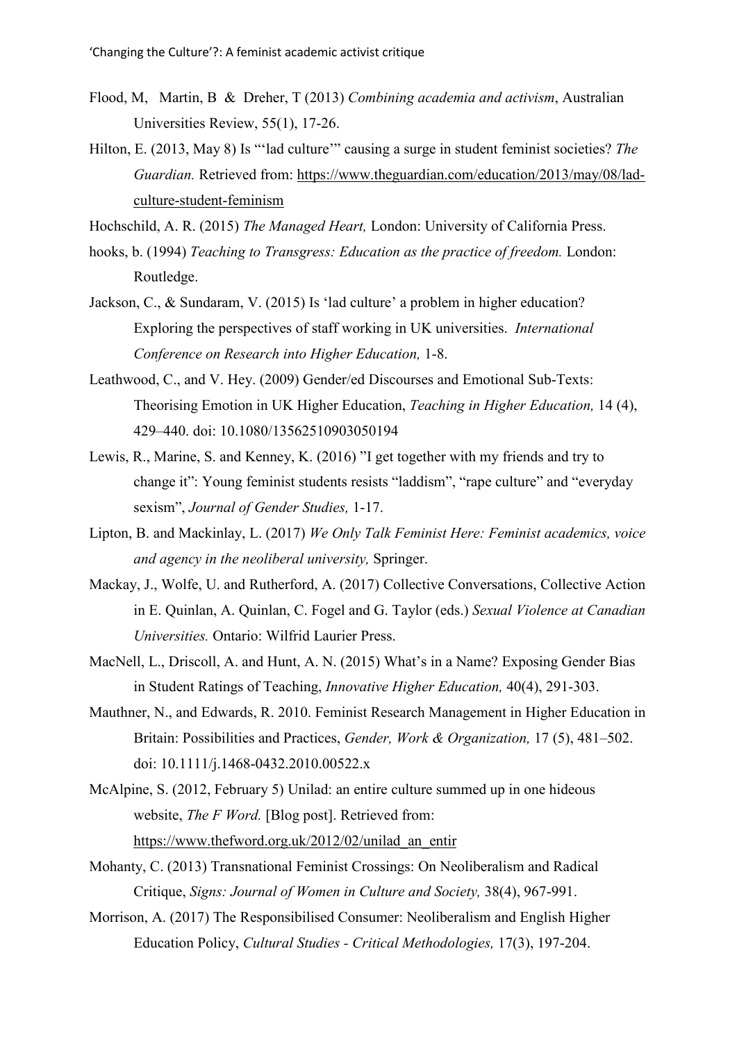Flood, M, Martin, B & Dreher, T (2013) *Combining academia and activism*, Australian Universities Review, 55(1), 17-26.

Hilton, E. (2013, May 8) Is "'lad culture'" causing a surge in student feminist societies? *The Guardian.* Retrieved from: https://www.theguardian.com/education/2013/may/08/lad-culture-student-feminism

Hochschild, A. R. (2015) *The Managed Heart,* London: University of California Press.

hooks, b. (1994) *Teaching to Transgress: Education as the practice of freedom.* London: Routledge.

Jackson, C., & Sundaram, V. (2015) Is 'lad culture' a problem in higher education? Exploring the perspectives of staff working in UK universities. *International Conference on Research into Higher Education,* 1-8.

Leathwood, C., and V. Hey. (2009) Gender/ed Discourses and Emotional Sub-Texts: Theorising Emotion in UK Higher Education, *Teaching in Higher Education,* 14 (4), 429–440. doi: 10.1080/13562510903050194

Lewis, R., Marine, S. and Kenney, K. (2016) "I get together with my friends and try to change it": Young feminist students resists "laddism", "rape culture" and "everyday sexism", *Journal of Gender Studies,* 1-17.

Lipton, B. and Mackinlay, L. (2017) *We Only Talk Feminist Here: Feminist academics, voice and agency in the neoliberal university,* Springer.

Mackay, J., Wolfe, U. and Rutherford, A. (2017) Collective Conversations, Collective Action in E. Quinlan, A. Quinlan, C. Fogel and G. Taylor (eds.) *Sexual Violence at Canadian Universities.* Ontario: Wilfrid Laurier Press.

MacNell, L., Driscoll, A. and Hunt, A. N. (2015) What's in a Name? Exposing Gender Bias in Student Ratings of Teaching, *Innovative Higher Education,* 40(4), 291-303.

Mauthner, N., and Edwards, R. 2010. Feminist Research Management in Higher Education in Britain: Possibilities and Practices, *Gender, Work & Organization,* 17 (5), 481–502. doi: 10.1111/j.1468-0432.2010.00522.x

McAlpine, S. (2012, February 5) Unilad: an entire culture summed up in one hideous website, *The F Word.* [Blog post]. Retrieved from: https://www.thefword.org.uk/2012/02/unilad_an_entir

Mohanty, C. (2013) Transnational Feminist Crossings: On Neoliberalism and Radical Critique, *Signs: Journal of Women in Culture and Society,* 38(4), 967-991.

Morrison, A. (2017) The Responsibilised Consumer: Neoliberalism and English Higher Education Policy, *Cultural Studies - Critical Methodologies,* 17(3), 197-204.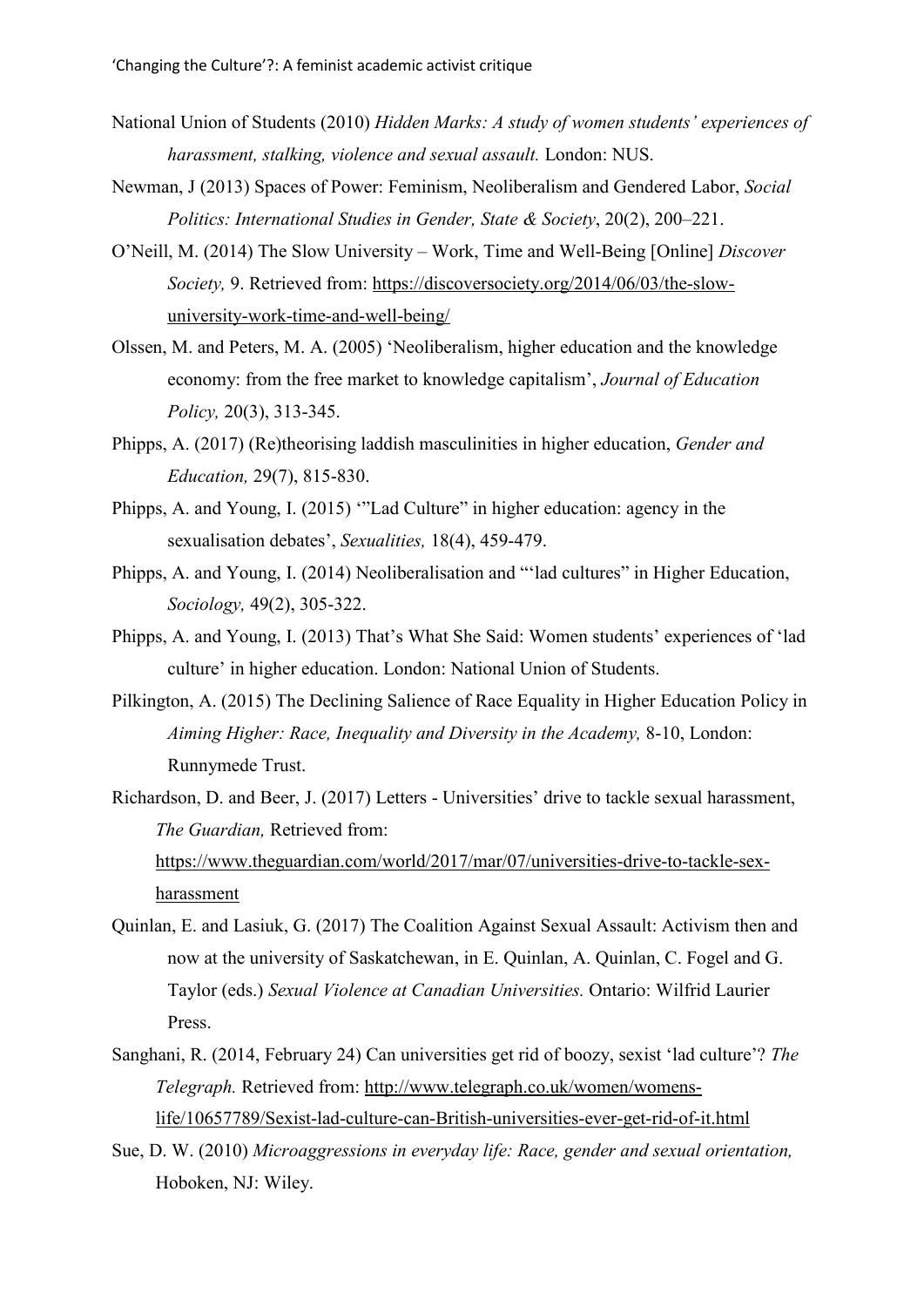National Union of Students (2010) *Hidden Marks: A study of women students' experiences of harassment, stalking, violence and sexual assault.* London: NUS.

Newman, J (2013) Spaces of Power: Feminism, Neoliberalism and Gendered Labor, *Social Politics: International Studies in Gender, State & Society*, 20(2), 200–221.

O'Neill, M. (2014) The Slow University – Work, Time and Well-Being [Online] *Discover Society,* 9. Retrieved from: https://discoversociety.org/2014/06/03/the-slow-university-work-time-and-well-being/

Olssen, M. and Peters, M. A. (2005) 'Neoliberalism, higher education and the knowledge economy: from the free market to knowledge capitalism', *Journal of Education Policy,* 20(3), 313-345.

Phipps, A. (2017) (Re)theorising laddish masculinities in higher education, *Gender and Education,* 29(7), 815-830.

Phipps, A. and Young, I. (2015) '"Lad Culture" in higher education: agency in the sexualisation debates', *Sexualities,* 18(4), 459-479.

Phipps, A. and Young, I. (2014) Neoliberalisation and "'lad cultures" in Higher Education, *Sociology,* 49(2), 305-322.

Phipps, A. and Young, I. (2013) That's What She Said: Women students' experiences of 'lad culture' in higher education. London: National Union of Students.

Pilkington, A. (2015) The Declining Salience of Race Equality in Higher Education Policy in *Aiming Higher: Race, Inequality and Diversity in the Academy,* 8-10, London: Runnymede Trust.

Richardson, D. and Beer, J. (2017) Letters - Universities' drive to tackle sexual harassment, *The Guardian,* Retrieved from: https://www.theguardian.com/world/2017/mar/07/universities-drive-to-tackle-sex-harassment

Quinlan, E. and Lasiuk, G. (2017) The Coalition Against Sexual Assault: Activism then and now at the university of Saskatchewan, in E. Quinlan, A. Quinlan, C. Fogel and G. Taylor (eds.) *Sexual Violence at Canadian Universities.* Ontario: Wilfrid Laurier Press.

Sanghani, R. (2014, February 24) Can universities get rid of boozy, sexist 'lad culture'? *The Telegraph.* Retrieved from: http://www.telegraph.co.uk/women/womens-life/10657789/Sexist-lad-culture-can-British-universities-ever-get-rid-of-it.html

Sue, D. W. (2010) *Microaggressions in everyday life: Race, gender and sexual orientation,* Hoboken, NJ: Wiley.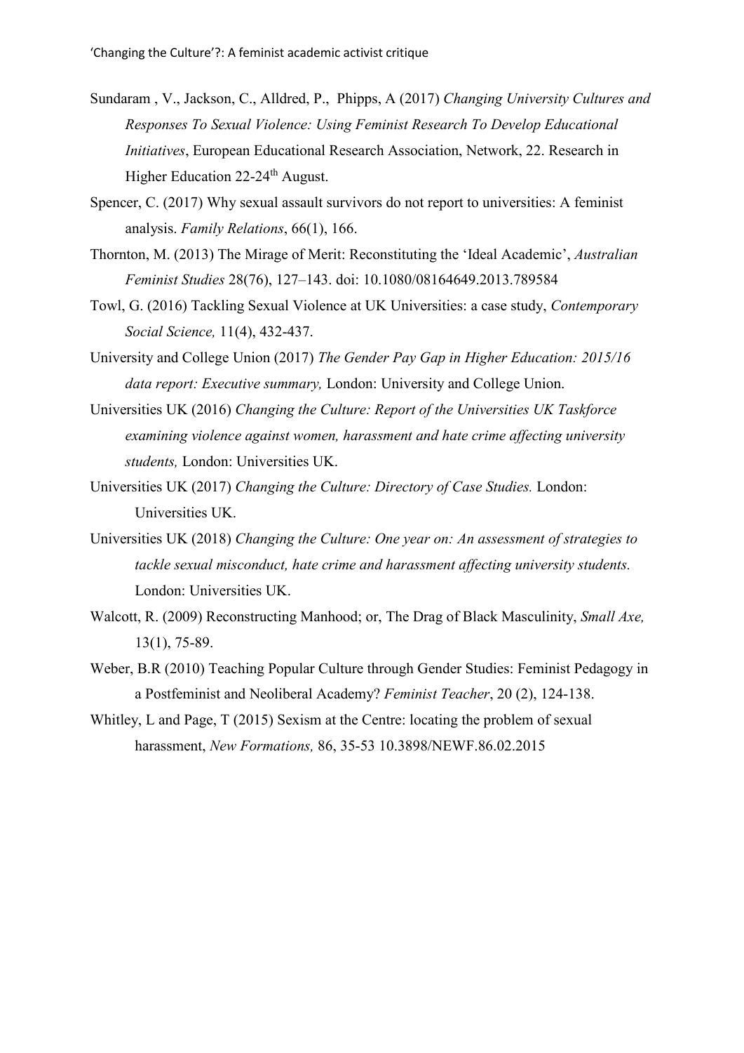Sundaram , V., Jackson, C., Alldred, P., Phipps, A (2017) *Changing University Cultures and Responses To Sexual Violence: Using Feminist Research To Develop Educational Initiatives*, European Educational Research Association, Network, 22. Research in Higher Education 22-24th August.

Spencer, C. (2017) Why sexual assault survivors do not report to universities: A feminist analysis. *Family Relations*, 66(1), 166.

Thornton, M. (2013) The Mirage of Merit: Reconstituting the 'Ideal Academic', *Australian Feminist Studies* 28(76), 127–143. doi: 10.1080/08164649.2013.789584

Towl, G. (2016) Tackling Sexual Violence at UK Universities: a case study, *Contemporary Social Science,* 11(4), 432-437.

University and College Union (2017) *The Gender Pay Gap in Higher Education: 2015/16 data report: Executive summary,* London: University and College Union.

Universities UK (2016) *Changing the Culture: Report of the Universities UK Taskforce examining violence against women, harassment and hate crime affecting university students,* London: Universities UK.

Universities UK (2017) *Changing the Culture: Directory of Case Studies.* London: Universities UK.

Universities UK (2018) *Changing the Culture: One year on: An assessment of strategies to tackle sexual misconduct, hate crime and harassment affecting university students.* London: Universities UK.

Walcott, R. (2009) Reconstructing Manhood; or, The Drag of Black Masculinity, *Small Axe,* 13(1), 75-89.

Weber, B.R (2010) Teaching Popular Culture through Gender Studies: Feminist Pedagogy in a Postfeminist and Neoliberal Academy? *Feminist Teacher*, 20 (2), 124-138.

Whitley, L and Page, T (2015) Sexism at the Centre: locating the problem of sexual harassment, *New Formations,* 86, 35-53 10.3898/NEWF.86.02.2015